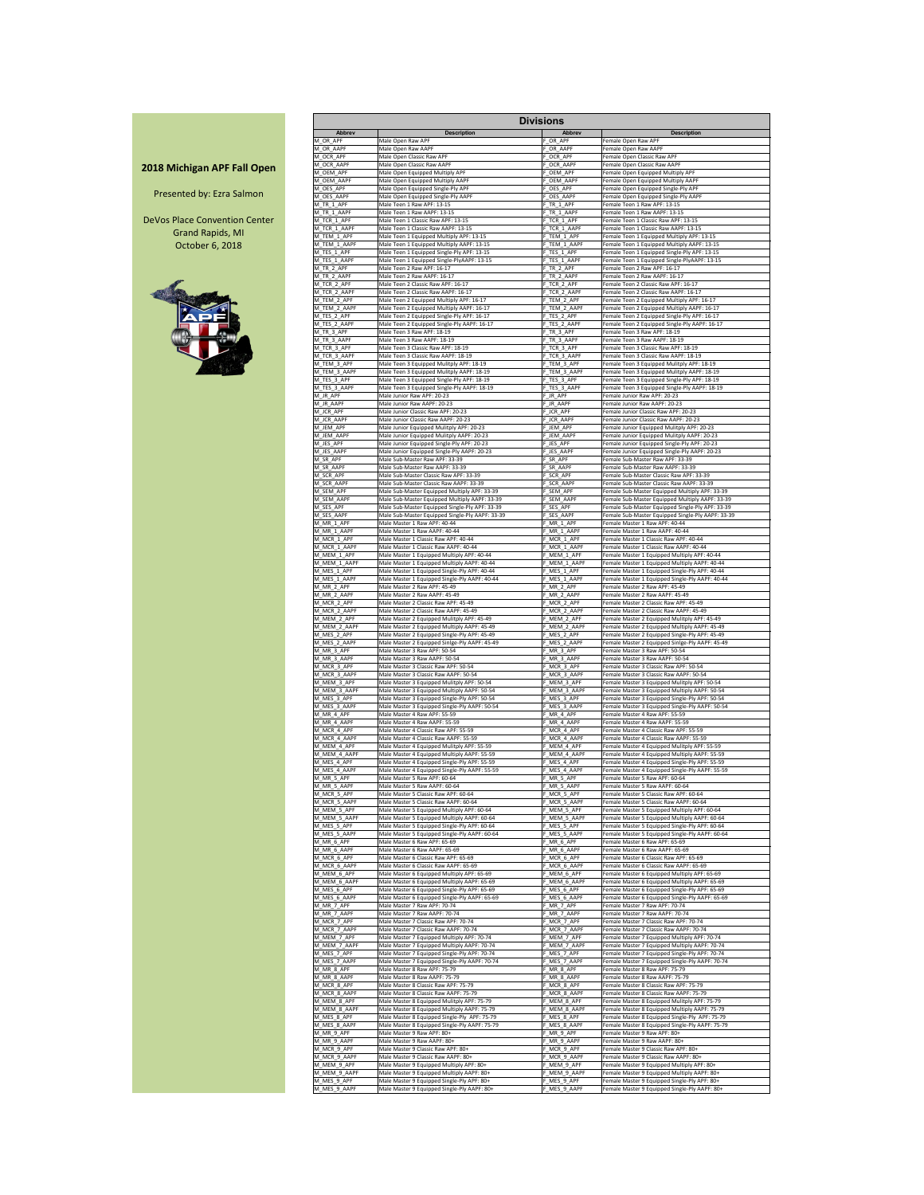**2018 Michigan APF Fall Open**

Presented by: Ezra Salmon

DeVos Place Convention Center
Grand Rapids, MI
October 6, 2018

## Divisions

| Abbrev | Description | Abbrev | Description |
|---|---|---|---|
| M_OR_APF | Male Open Raw APF | F_OR_APF | Female Open Raw APF |
| M_OR_AAPF | Male Open Raw AAPF | F_OR_AAPF | Female Open Raw AAPF |
| M_OCR_APF | Male Open Classic Raw APF | F_OCR_APF | Female Open Classic Raw APF |
| M_OCR_AAPF | Male Open Classic Raw AAPF | F_OCR_AAPF | Female Open Classic Raw AAPF |
| M_OEM_APF | Male Open Equipped Multiply APF | F_OEM_APF | Female Open Equipped Multiply APF |
| M_OEM_AAPF | Male Open Equipped Multiply AAPF | F_OEM_AAPF | Female Open Equipped Multiply AAPF |
| M_OES_APF | Male Open Equipped Single-Ply APF | F_OES_APF | Female Open Equipped Single-Ply APF |
| M_OES_AAPF | Male Open Equipped Single-Ply AAPF | F_OES_AAPF | Female Open Equipped Single-Ply AAPF |
| M_TR_1_APF | Male Teen 1 Raw APF: 13-15 | F_TR_1_APF | Female Teen 1 Raw APF: 13-15 |
| M_TR_1_AAPF | Male Teen 1 Raw AAPF: 13-15 | F_TR_1_AAPF | Female Teen 1 Raw AAPF: 13-15 |
| M_TCR_1_APF | Male Teen 1 Classic Raw APF: 13-15 | F_TCR_1_APF | Female Teen 1 Classic Raw APF: 13-15 |
| M_TCR_1_AAPF | Male Teen 1 Classic Raw AAPF: 13-15 | F_TCR_1_AAPF | Female Teen 1 Classic Raw AAPF: 13-15 |
| M_TEM_1_APF | Male Teen 1 Equipped Multiply APF: 13-15 | F_TEM_1_APF | Female Teen 1 Equipped Multiply APF: 13-15 |
| M_TEM_1_AAPF | Male Teen 1 Equipped Multiply AAPF: 13-15 | F_TEM_1_AAPF | Female Teen 1 Equipped Multiply AAPF: 13-15 |
| M_TES_1_APF | Male Teen 1 Equipped Single-Ply APF: 13-15 | F_TES_1_APF | Female Teen 1 Equipped Single-Ply APF: 13-15 |
| M_TES_1_AAPF | Male Teen 1 Equipped Single-PlyAAPF: 13-15 | F_TES_1_AAPF | Female Teen 1 Equipped Single-PlyAAPF: 13-15 |
| M_TR_2_APF | Male Teen 2 Raw APF: 16-17 | F_TR_2_APF | Female Teen 2 Raw APF: 16-17 |
| M_TR_2_AAPF | Male Teen 2 Raw AAPF: 16-17 | F_TR_2_AAPF | Female Teen 2 Raw AAPF: 16-17 |
| M_TCR_2_APF | Male Teen 2 Classic Raw APF: 16-17 | F_TCR_2_APF | Female Teen 2 Classic Raw APF: 16-17 |
| M_TCR_2_AAPF | Male Teen 2 Classic Raw AAPF: 16-17 | F_TCR_2_AAPF | Female Teen 2 Classic Raw AAPF: 16-17 |
| M_TEM_2_APF | Male Teen 2 Equipped Multiply APF: 16-17 | F_TEM_2_APF | Female Teen 2 Equipped Multiply APF: 16-17 |
| M_TEM_2_AAPF | Male Teen 2 Equipped Multiply AAPF: 16-17 | F_TEM_2_AAPF | Female Teen 2 Equipped Multiply AAPF: 16-17 |
| M_TES_2_APF | Male Teen 2 Equipped Single-Ply APF: 16-17 | F_TES_2_APF | Female Teen 2 Equipped Single-Ply APF: 16-17 |
| M_TES_2_AAPF | Male Teen 2 Equipped Single-Ply AAPF: 16-17 | F_TES_2_AAPF | Female Teen 2 Equipped Single-Ply AAPF: 16-17 |
| M_TR_3_APF | Male Teen 3 Raw APF: 18-19 | F_TR_3_APF | Female Teen 3 Raw APF: 18-19 |
| M_TR_3_AAPF | Male Teen 3 Raw AAPF: 18-19 | F_TR_3_AAPF | Female Teen 3 Raw AAPF: 18-19 |
| M_TCR_3_APF | Male Teen 3 Classic Raw APF: 18-19 | F_TCR_3_APF | Female Teen 3 Classic Raw APF: 18-19 |
| M_TCR_3_AAPF | Male Teen 3 Classic Raw AAPF: 18-19 | F_TCR_3_AAPF | Female Teen 3 Classic Raw AAPF: 18-19 |
| M_TEM_3_APF | Male Teen 3 Equipped Multiply APF: 18-19 | F_TEM_3_APF | Female Teen 3 Equipped Mulitply APF: 18-19 |
| M_TEM_3_AAPF | Male Teen 3 Equipped Multiply AAPF: 18-19 | F_TEM_3_AAPF | Female Teen 3 Equipped Mulitply AAPF: 18-19 |
| M_TES_3_APF | Male Teen 3 Equipped Single-Ply APF: 18-19 | F_TES_3_APF | Female Teen 3 Equipped Single-Ply APF: 18-19 |
| M_TES_3_AAPF | Male Teen 3 Equipped Single-Ply AAPF: 18-19 | F_TES_3_AAPF | Female Teen 3 Equipped Single-Ply AAPF: 18-19 |
| M_JR_APF | Male Junior Raw APF: 20-23 | F_JR_APF | Female Junior Raw APF: 20-23 |
| M_JR_AAPF | Male Junior Raw AAPF: 20-23 | F_JR_AAPF | Female Junior Raw AAPF: 20-23 |
| M_JCR_APF | Male Junior Classic Raw APF: 20-23 | F_JCR_APF | Female Junior Classic Raw APF: 20-23 |
| M_JCR_AAPF | Male Junior Classic Raw AAPF: 20-23 | F_JCR_AAPF | Female Junior Classic Raw AAPF: 20-23 |
| M_JEM_APF | Male Junior Equipped Mulitply APF: 20-23 | F_JEM_APF | Female Junior Equipped Mulitply APF: 20-23 |
| M_JEM_AAPF | Male Junior Equipped Mulitply AAPF: 20-23 | F_JEM_AAPF | Female Junior Equipped Multiply AAPF: 20-23 |
| M_JES_APF | Male Junior Equipped Single-Ply APF: 20-23 | F_JES_APF | Female Junior Equipped Single-Ply APF: 20-23 |
| M_JES_AAPF | Male Junior Equipped Single-Ply AAPF: 20-23 | F_JES_AAPF | Female Junior Equipped Single-Ply AAPF: 20-23 |
| M_SR_APF | Male Sub-Master Raw APF: 33-39 | F_SR_APF | Female Sub-Master Raw APF: 33-39 |
| M_SR_AAPF | Male Sub-Master Raw AAPF: 33-39 | F_SR_AAPF | Female Sub-Master Raw AAPF: 33-39 |
| M_SCR_APF | Male Sub-Master Classic Raw APF: 33-39 | F_SCR_APF | Female Sub-Master Classic Raw APF: 33-39 |
| M_SCR_AAPF | Male Sub-Master Classic Raw AAPF: 33-39 | F_SCR_AAPF | Female Sub-Master Classic Raw AAPF: 33-39 |
| M_SEM_APF | Male Sub-Master Equipped Multiply APF: 33-39 | F_SEM_APF | Female Sub-Master Equipped Multiply APF: 33-39 |
| M_SEM_AAPF | Male Sub-Master Equipped Multiply AAPF: 33-39 | F_SEM_AAPF | Female Sub-Master Equipped Multiply AAPF: 33-39 |
| M_SES_APF | Male Sub-Master Equipped Single-Ply APF: 33-39 | F_SES_APF | Female Sub-Master Equipped Single-Ply APF: 33-39 |
| M_SES_AAPF | Male Sub-Master Equipped Single-Ply AAPF: 33-39 | F_SES_AAPF | Female Sub-Master Equipped Single-Ply AAPF: 33-39 |
| M_MR_1_APF | Male Master 1 Raw APF: 40-44 | F_MR_1_APF | Female Master 1 Raw APF: 40-44 |
| M_MR_1_AAPF | Male Master 1 Raw AAPF: 40-44 | F_MR_1_AAPF | Female Master 1 Raw AAPF: 40-44 |
| M_MCR_1_APF | Male Master 1 Classic Raw APF: 40-44 | F_MCR_1_APF | Female Master 1 Classic Raw APF: 40-44 |
| M_MCR_1_AAPF | Male Master 1 Classic Raw AAPF: 40-44 | F_MCR_1_AAPF | Female Master 1 Classic Raw AAPF: 40-44 |
| M_MEM_1_APF | Male Master 1 Equipped Multiply APF: 40-44 | F_MEM_1_APF | Female Master 1 Equipped Mulitply APF: 40-44 |
| M_MEM_1_AAPF | Male Master 1 Equipped Multiply AAPF: 40-44 | F_MEM_1_AAPF | Female Master 1 Equipped Multiply AAPF: 40-44 |
| M_MES_1_APF | Male Master 1 Equipped Single-Ply APF: 40-44 | F_MES_1_APF | Female Master 1 Equipped Single-Ply APF: 40-44 |
| M_MES_1_AAPF | Male Master 1 Equipped Single-Ply AAPF: 40-44 | F_MES_1_AAPF | Female Master 1 Equipped Single-Ply AAPF: 40-44 |
| M_MR_2_APF | Male Master 2 Raw APF: 45-49 | F_MR_2_APF | Female Master 2 Raw APF: 45-49 |
| M_MR_2_AAPF | Male Master 2 Raw AAPF: 45-49 | F_MR_2_AAPF | Female Master 2 Raw AAPF: 45-49 |
| M_MCR_2_APF | Male Master 2 Classic Raw APF: 45-49 | F_MCR_2_APF | Female Master 2 Classic Raw APF: 45-49 |
| M_MCR_2_AAPF | Male Master 2 Classic Raw AAPF: 45-49 | F_MCR_2_AAPF | Female Master 2 Classic Raw AAPF: 45-49 |
| M_MEM_2_APF | Male Master 2 Equipped Multiply APF: 45-49 | F_MEM_2_APF | Female Master 2 Equipped Mulitply APF: 45-49 |
| M_MEM_2_AAPF | Male Master 2 Equipped Multiply AAPF: 45-49 | F_MEM_2_AAPF | Female Master 2 Equipped Multiply AAPF: 45-49 |
| M_MES_2_APF | Male Master 2 Equipped Single-Ply APF: 45-49 | F_MES_2_APF | Female Master 2 Equipped Single-Ply APF: 45-49 |
| M_MES_2_AAPF | Male Master 2 Equipped Sinlge-Ply AAPF: 45-49 | F_MES_2_AAPF | Female Master 2 Equipped Sinlge-Ply AAPF: 45-49 |
| M_MR_3_APF | Male Master 3 Raw APF: 50-54 | F_MR_3_APF | Female Master 3 Raw APF: 50-54 |
| M_MR_3_AAPF | Male Master 3 Raw AAPF: 50-54 | F_MR_3_AAPF | Female Master 3 Raw AAPF: 50-54 |
| M_MCR_3_APF | Male Master 3 Classic Raw APF: 50-54 | F_MCR_3_APF | Female Master 3 Classic Raw APF: 50-54 |
| M_MCR_3_AAPF | Male Master 3 Classic Raw AAPF: 50-54 | F_MCR_3_AAPF | Female Master 3 Classic Raw AAPF: 50-54 |
| M_MEM_3_APF | Male Master 3 Equipped Multiply APF: 50-54 | F_MEM_3_APF | Female Master 3 Equipped Multiply APF: 50-54 |
| M_MEM_3_AAPF | Male Master 3 Equipped Multiply AAPF: 50-54 | F_MEM_3_AAPF | Female Master 3 Equipped Multiply AAPF: 50-54 |
| M_MES_3_APF | Male Master 3 Equipped Single-Ply APF: 50-54 | F_MES_3_APF | Female Master 3 Equipped Single-Ply APF: 50-54 |
| M_MES_3_AAPF | Male Master 3 Equipped Single-Ply AAPF: 50-54 | F_MES_3_AAPF | Female Master 3 Equipped Single-Ply AAPF: 50-54 |
| M_MR_4_APF | Male Master 4 Raw APF: 55-59 | F_MR_4_APF | Female Master 4 Raw APF: 55-59 |
| M_MR_4_AAPF | Male Master 4 Raw AAPF: 55-59 | F_MR_4_AAPF | Female Master 4 Raw AAPF: 55-59 |
| M_MCR_4_APF | Male Master 4 Classic Raw APF: 55-59 | F_MCR_4_APF | Female Master 4 Classic Raw APF: 55-59 |
| M_MCR_4_AAPF | Male Master 4 Classic Raw AAPF: 55-59 | F_MCR_4_AAPF | Female Master 4 Classic Raw AAPF: 55-59 |
| M_MEM_4_APF | Male Master 4 Equipped Multiply APF: 55-59 | F_MEM_4_APF | Female Master 4 Equipped Mulitply APF: 55-59 |
| M_MEM_4_AAPF | Male Master 4 Equipped Multiply AAPF: 55-59 | F_MEM_4_AAPF | Female Master 4 Equipped Multiply AAPF: 55-59 |
| M_MES_4_APF | Male Master 4 Equipped Single-Ply APF: 55-59 | F_MES_4_APF | Female Master 4 Equipped Single-Ply APF: 55-59 |
| M_MES_4_AAPF | Male Master 4 Equipped Single-Ply AAPF: 55-59 | F_MES_4_AAPF | Female Master 4 Equipped Single-Ply AAPF: 55-59 |
| M_MR_5_APF | Male Master 5 Raw APF: 60-64 | F_MR_5_APF | Female Master 5 Raw APF: 60-64 |
| M_MR_5_AAPF | Male Master 5 Raw AAPF: 60-64 | F_MR_5_AAPF | Female Master 5 Raw AAPF: 60-64 |
| M_MCR_5_APF | Male Master 5 Classic Raw APF: 60-64 | F_MCR_5_APF | Female Master 5 Classic Raw APF: 60-64 |
| M_MCR_5_AAPF | Male Master 5 Classic Raw AAPF: 60-64 | F_MCR_5_AAPF | Female Master 5 Classic Raw AAPF: 60-64 |
| M_MEM_5_APF | Male Master 5 Equipped Multiply APF: 60-64 | F_MEM_5_APF | Female Master 5 Equipped Multiply APF: 60-64 |
| M_MEM_5_AAPF | Male Master 5 Equipped Multiply AAPF: 60-64 | F_MEM_5_AAPF | Female Master 5 Equipped Multiply AAPF: 60-64 |
| M_MES_5_APF | Male Master 5 Equipped Single-Ply APF: 60-64 | F_MES_5_APF | Female Master 5 Equipped Single-Ply APF: 60-64 |
| M_MES_5_AAPF | Male Master 5 Equipped Single-Ply AAPF: 60-64 | F_MES_5_AAPF | Female Master 5 Equipped Single-Ply AAPF: 60-64 |
| M_MR_6_APF | Male Master 6 Raw APF: 65-69 | F_MR_6_APF | Female Master 6 Raw APF: 65-69 |
| M_MR_6_AAPF | Male Master 6 Raw AAPF: 65-69 | F_MR_6_AAPF | Female Master 6 Raw AAPF: 65-69 |
| M_MCR_6_APF | Male Master 6 Classic Raw APF: 65-69 | F_MCR_6_APF | Female Master 6 Classic Raw APF: 65-69 |
| M_MCR_6_AAPF | Male Master 6 Classic Raw AAPF: 65-69 | F_MCR_6_AAPF | Female Master 6 Classic Raw AAPF: 65-69 |
| M_MEM_6_APF | Male Master 6 Equipped Multiply APF: 65-69 | F_MEM_6_APF | Female Master 6 Equipped Multiply APF: 65-69 |
| M_MEM_6_AAPF | Male Master 6 Equipped Multiply AAPF: 65-69 | F_MEM_6_AAPF | Female Master 6 Equipped Multiply AAPF: 65-69 |
| M_MES_6_APF | Male Master 6 Equipped Single-Ply APF: 65-69 | F_MES_6_APF | Female Master 6 Equipped Single-Ply APF: 65-69 |
| M_MES_6_AAPF | Male Master 6 Equipped Single-Ply AAPF: 65-69 | F_MES_6_AAPF | Female Master 6 Equipped Single-Ply AAPF: 65-69 |
| M_MR_7_APF | Male Master 7 Raw APF: 70-74 | F_MR_7_APF | Female Master 7 Raw APF: 70-74 |
| M_MR_7_AAPF | Male Master 7 Raw AAPF: 70-74 | F_MR_7_AAPF | Female Master 7 Raw AAPF: 70-74 |
| M_MCR_7_APF | Male Master 7 Classic Raw APF: 70-74 | F_MCR_7_APF | Female Master 7 Classic Raw APF: 70-74 |
| M_MCR_7_AAPF | Male Master 7 Classic Raw AAPF: 70-74 | F_MCR_7_AAPF | Female Master 7 Classic Raw AAPF: 70-74 |
| M_MEM_7_APF | Male Master 7 Equipped Multiply APF: 70-74 | F_MEM_7_APF | Female Master 7 Equipped Multiply APF: 70-74 |
| M_MEM_7_AAPF | Male Master 7 Equipped Multiply AAPF: 70-74 | F_MEM_7_AAPF | Female Master 7 Equipped Multiply AAPF: 70-74 |
| M_MES_7_APF | Male Master 7 Equipped Single-Ply APF: 70-74 | F_MES_7_APF | Female Master 7 Equipped Single-Ply APF: 70-74 |
| M_MES_7_AAPF | Male Master 7 Equipped Single-Ply AAPF: 70-74 | F_MES_7_AAPF | Female Master 7 Equipped Single-Ply AAPF: 70-74 |
| M_MR_8_APF | Male Master 8 Raw APF: 75-79 | F_MR_8_APF | Female Master 8 Raw APF: 75-79 |
| M_MR_8_AAPF | Male Master 8 Raw AAPF: 75-79 | F_MR_8_AAPF | Female Master 8 Raw AAPF: 75-79 |
| M_MCR_8_APF | Male Master 8 Classic Raw APF: 75-79 | F_MCR_8_APF | Female Master 8 Classic Raw APF: 75-79 |
| M_MCR_8_AAPF | Male Master 8 Classic Raw AAPF: 75-79 | F_MCR_8_AAPF | Female Master 8 Classic Raw AAPF: 75-79 |
| M_MEM_8_APF | Male Master 8 Equipped Multiply APF: 75-79 | F_MEM_8_APF | Female Master 8 Equipped Multiply APF: 75-79 |
| M_MEM_8_AAPF | Male Master 8 Equipped Multiply AAPF: 75-79 | F_MEM_8_AAPF | Female Master 8 Equipped Multiply AAPF: 75-79 |
| M_MES_8_APF | Male Master 8 Equipped Single-Ply APF: 75-79 | F_MES_8_APF | Female Master 8 Equipped Single-Ply APF: 75-79 |
| M_MES_8_AAPF | Male Master 8 Equipped Single-Ply AAPF: 75-79 | F_MES_8_AAPF | Female Master 8 Equipped Single-Ply AAPF: 75-79 |
| M_MR_9_APF | Male Master 9 Raw APF: 80+ | F_MR_9_APF | Female Master 9 Raw APF: 80+ |
| M_MR_9_AAPF | Male Master 9 Raw AAPF: 80+ | F_MR_9_AAPF | Female Master 9 Raw AAPF: 80+ |
| M_MCR_9_APF | Male Master 9 Classic Raw APF: 80+ | F_MCR_9_APF | Female Master 9 Classic Raw APF: 80+ |
| M_MCR_9_AAPF | Male Master 9 Classic Raw AAPF: 80+ | F_MCR_9_AAPF | Female Master 9 Classic Raw AAPF: 80+ |
| M_MEM_9_APF | Male Master 9 Equipped Multiply APF: 80+ | F_MEM_9_APF | Female Master 9 Equipped Multiply APF: 80+ |
| M_MEM_9_AAPF | Male Master 9 Equipped Multiply AAPF: 80+ | F_MEM_9_AAPF | Female Master 9 Equipped Multiply AAPF: 80+ |
| M_MES_9_APF | Male Master 9 Equipped Single-Ply APF: 80+ | F_MES_9_APF | Female Master 9 Equipped Single-Ply APF: 80+ |
| M_MES_9_AAPF | Male Master 9 Equipped Single-Ply AAPF: 80+ | F_MES_9_AAPF | Female Master 9 Equipped Single-Ply AAPF: 80+ |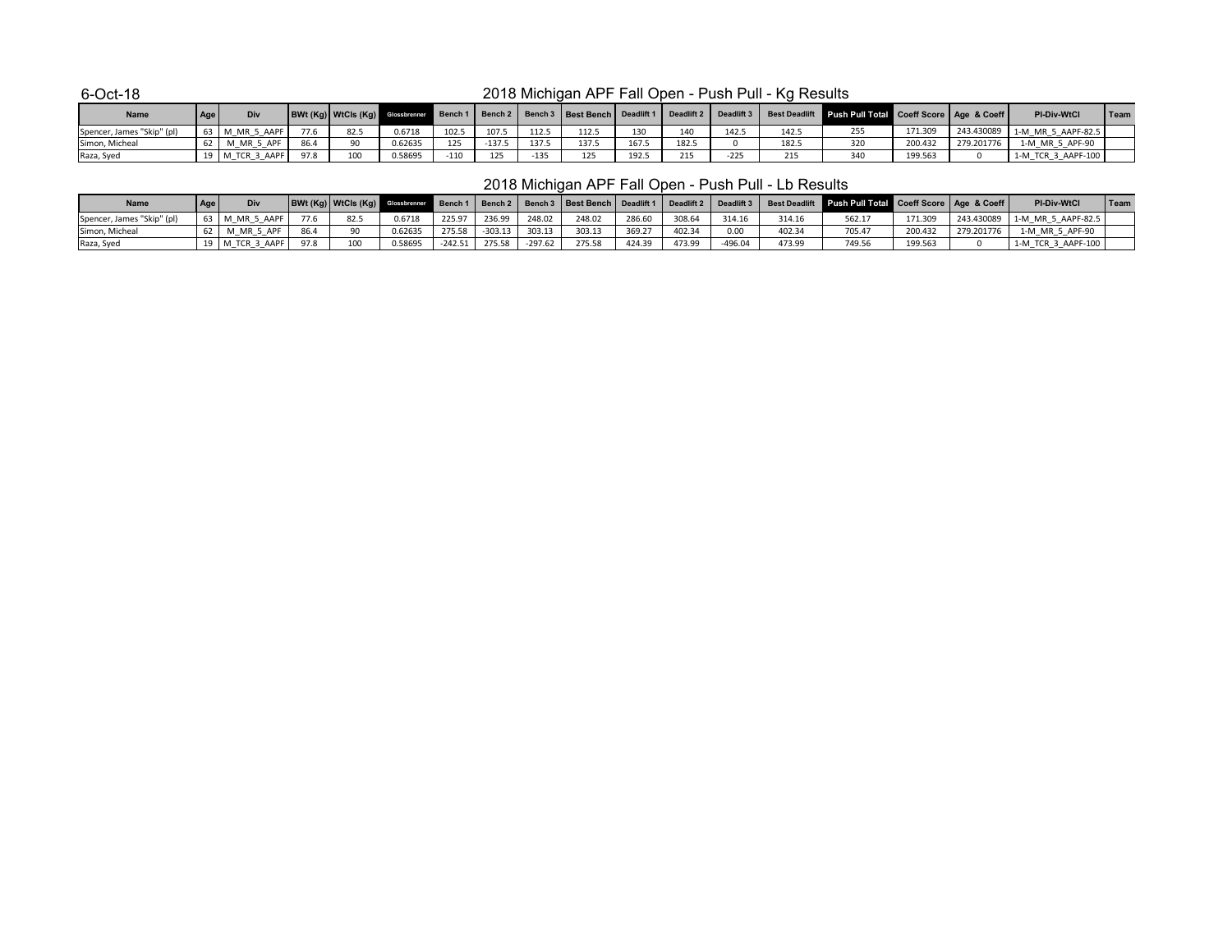6-Oct-18

## 2018 Michigan APF Fall Open - Push Pull - Kg Results

| Name | Age | Div | BWt (Kg) | WtCls (Kg) | Glossbrenner | Bench 1 | Bench 2 | Bench 3 | Best Bench | Deadlift 1 | Deadlift 2 | Deadlift 3 | Best Deadlift | Push Pull Total | Coeff Score | Age & Coeff | Pl-Div-WtCl | Team |
|---|---|---|---|---|---|---|---|---|---|---|---|---|---|---|---|---|---|---|
| Spencer, James "Skip" (pl) | 63 | M_MR_5_AAPF | 77.6 | 82.5 | 0.6718 | 102.5 | 107.5 | 112.5 | 112.5 | 130 | 140 | 142.5 | 142.5 | 255 | 171.309 | 243.430089 | 1-M_MR_5_AAPF-82.5 | |
| Simon, Micheal | 62 | M_MR_5_APF | 86.4 | 90 | 0.62635 | 125 | -137.5 | 137.5 | 137.5 | 167.5 | 182.5 | 0 | 182.5 | 320 | 200.432 | 279.201776 | 1-M_MR_5_APF-90 | |
| Raza, Syed | 19 | M_TCR_3_AAPF | 97.8 | 100 | 0.58695 | -110 | 125 | -135 | 125 | 192.5 | 215 | -225 | 215 | 340 | 199.563 | 0 | 1-M_TCR_3_AAPF-100 | |

## 2018 Michigan APF Fall Open - Push Pull - Lb Results

| Name | Age | Div | BWt (Kg) | WtCls (Kg) | Glossbrenner | Bench 1 | Bench 2 | Bench 3 | Best Bench | Deadlift 1 | Deadlift 2 | Deadlift 3 | Best Deadlift | Push Pull Total | Coeff Score | Age & Coeff | Pl-Div-WtCl | Team |
|---|---|---|---|---|---|---|---|---|---|---|---|---|---|---|---|---|---|---|
| Spencer, James "Skip" (pl) | 63 | M_MR_5_AAPF | 77.6 | 82.5 | 0.6718 | 225.97 | 236.99 | 248.02 | 248.02 | 286.60 | 308.64 | 314.16 | 314.16 | 562.17 | 171.309 | 243.430089 | 1-M_MR_5_AAPF-82.5 | |
| Simon, Micheal | 62 | M_MR_5_APF | 86.4 | 90 | 0.62635 | 275.58 | -303.13 | 303.13 | 303.13 | 369.27 | 402.34 | 0.00 | 402.34 | 705.47 | 200.432 | 279.201776 | 1-M_MR_5_APF-90 | |
| Raza, Syed | 19 | M_TCR_3_AAPF | 97.8 | 100 | 0.58695 | -242.51 | 275.58 | -297.62 | 275.58 | 424.39 | 473.99 | -496.04 | 473.99 | 749.56 | 199.563 | 0 | 1-M_TCR_3_AAPF-100 | |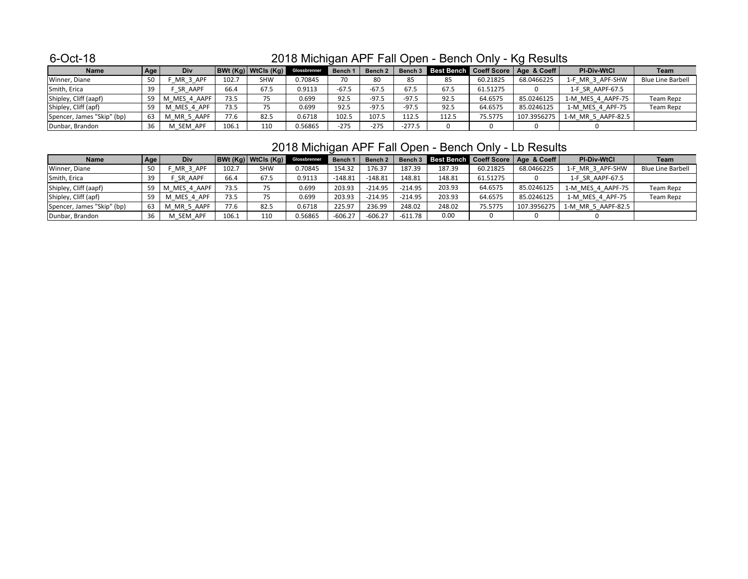6-Oct-18

## 2018 Michigan APF Fall Open - Bench Only - Kg Results

| Name | Age | Div | BWt (Kg) | WtCls (Kg) | Glossbrenner | Bench 1 | Bench 2 | Bench 3 | Best Bench | Coeff Score | Age & Coeff | Pl-Div-WtCl | Team |
|---|---|---|---|---|---|---|---|---|---|---|---|---|---|
| Winner, Diane | 50 | F_MR_3_APF | 102.7 | SHW | 0.70845 | 70 | 80 | 85 | 85 | 60.21825 | 68.0466225 | 1-F_MR_3_APF-SHW | Blue Line Barbell |
| Smith, Erica | 39 | F_SR_AAPF | 66.4 | 67.5 | 0.9113 | -67.5 | -67.5 | 67.5 | 67.5 | 61.51275 | 0 | 1-F_SR_AAPF-67.5 | |
| Shipley, Cliff (aapf) | 59 | M_MES_4_AAPF | 73.5 | 75 | 0.699 | 92.5 | -97.5 | -97.5 | 92.5 | 64.6575 | 85.0246125 | 1-M_MES_4_AAPF-75 | Team Repz |
| Shipley, Cliff (apf) | 59 | M_MES_4_APF | 73.5 | 75 | 0.699 | 92.5 | -97.5 | -97.5 | 92.5 | 64.6575 | 85.0246125 | 1-M_MES_4_APF-75 | Team Repz |
| Spencer, James "Skip" (bp) | 63 | M_MR_5_AAPF | 77.6 | 82.5 | 0.6718 | 102.5 | 107.5 | 112.5 | 112.5 | 75.5775 | 107.3956275 | 1-M_MR_5_AAPF-82.5 | |
| Dunbar, Brandon | 36 | M_SEM_APF | 106.1 | 110 | 0.56865 | -275 | -275 | -277.5 | 0 | 0 | 0 | 0 | |

## 2018 Michigan APF Fall Open - Bench Only - Lb Results

| Name | Age | Div | BWt (Kg) | WtCls (Kg) | Glossbrenner | Bench 1 | Bench 2 | Bench 3 | Best Bench | Coeff Score | Age & Coeff | Pl-Div-WtCl | Team |
|---|---|---|---|---|---|---|---|---|---|---|---|---|---|
| Winner, Diane | 50 | F_MR_3_APF | 102.7 | SHW | 0.70845 | 154.32 | 176.37 | 187.39 | 187.39 | 60.21825 | 68.0466225 | 1-F_MR_3_APF-SHW | Blue Line Barbell |
| Smith, Erica | 39 | F_SR_AAPF | 66.4 | 67.5 | 0.9113 | -148.81 | -148.81 | 148.81 | 148.81 | 61.51275 | 0 | 1-F_SR_AAPF-67.5 | |
| Shipley, Cliff (aapf) | 59 | M_MES_4_AAPF | 73.5 | 75 | 0.699 | 203.93 | -214.95 | -214.95 | 203.93 | 64.6575 | 85.0246125 | 1-M_MES_4_AAPF-75 | Team Repz |
| Shipley, Cliff (apf) | 59 | M_MES_4_APF | 73.5 | 75 | 0.699 | 203.93 | -214.95 | -214.95 | 203.93 | 64.6575 | 85.0246125 | 1-M_MES_4_APF-75 | Team Repz |
| Spencer, James "Skip" (bp) | 63 | M_MR_5_AAPF | 77.6 | 82.5 | 0.6718 | 225.97 | 236.99 | 248.02 | 248.02 | 75.5775 | 107.3956275 | 1-M_MR_5_AAPF-82.5 | |
| Dunbar, Brandon | 36 | M_SEM_APF | 106.1 | 110 | 0.56865 | -606.27 | -606.27 | -611.78 | 0.00 | 0 | 0 | 0 | |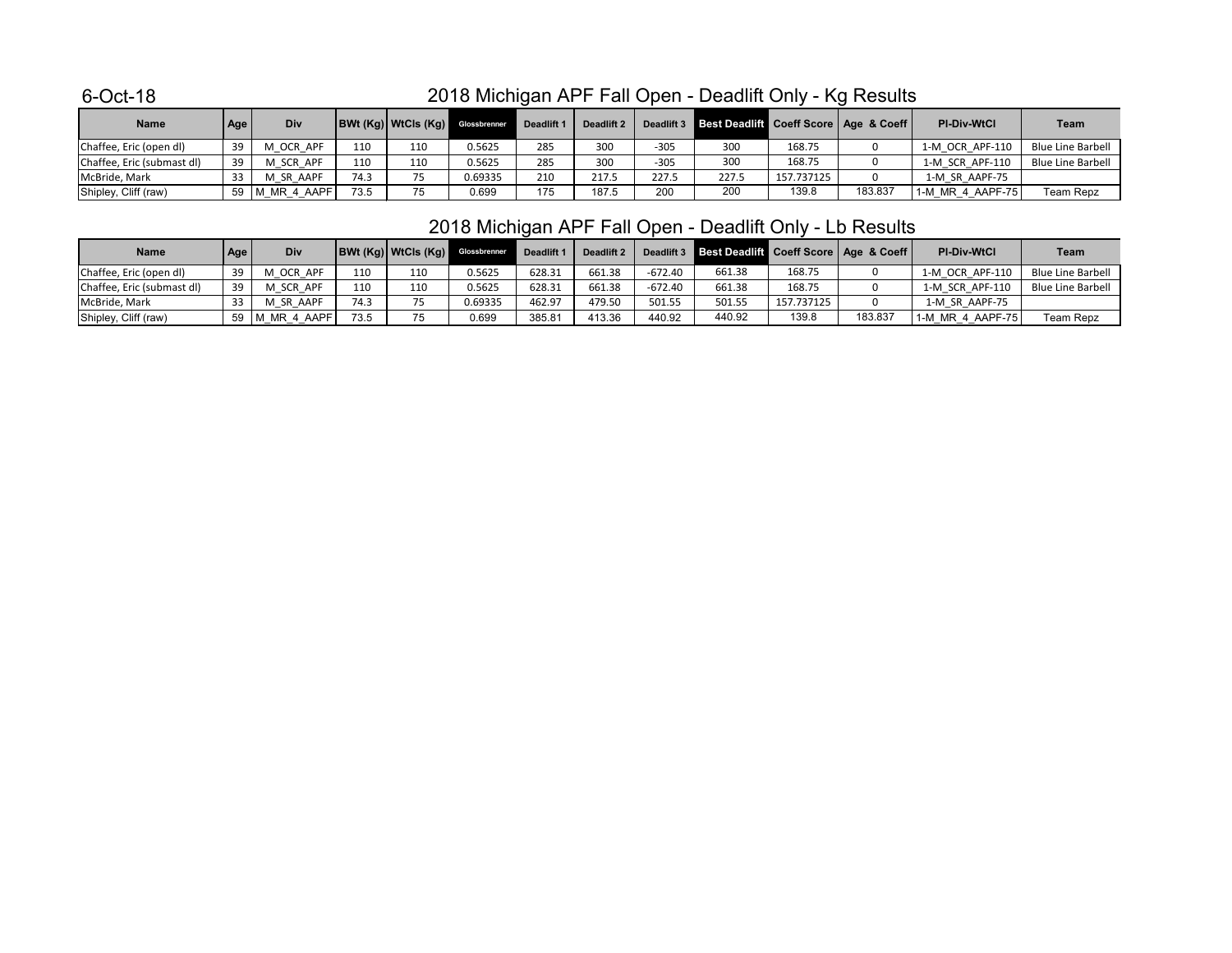6-Oct-18

## 2018 Michigan APF Fall Open - Deadlift Only - Kg Results

| Name | Age | Div | BWt (Kg) | WtCls (Kg) | Glossbrenner | Deadlift 1 | Deadlift 2 | Deadlift 3 | Best Deadlift | Coeff Score | Age & Coeff | Pl-Div-WtCl | Team |
|---|---|---|---|---|---|---|---|---|---|---|---|---|---|
| Chaffee, Eric (open dl) | 39 | M_OCR_APF | 110 | 110 | 0.5625 | 285 | 300 | -305 | 300 | 168.75 | 0 | 1-M_OCR_APF-110 | Blue Line Barbell |
| Chaffee, Eric (submast dl) | 39 | M_SCR_APF | 110 | 110 | 0.5625 | 285 | 300 | -305 | 300 | 168.75 | 0 | 1-M_SCR_APF-110 | Blue Line Barbell |
| McBride, Mark | 33 | M_SR_AAPF | 74.3 | 75 | 0.69335 | 210 | 217.5 | 227.5 | 227.5 | 157.737125 | 0 | 1-M_SR_AAPF-75 | |
| Shipley, Cliff (raw) | 59 | M_MR_4_AAPF | 73.5 | 75 | 0.699 | 175 | 187.5 | 200 | 200 | 139.8 | 183.837 | 1-M_MR_4_AAPF-75 | Team Repz |

## 2018 Michigan APF Fall Open - Deadlift Only - Lb Results

| Name | Age | Div | BWt (Kg) | WtCls (Kg) | Glossbrenner | Deadlift 1 | Deadlift 2 | Deadlift 3 | Best Deadlift | Coeff Score | Age & Coeff | Pl-Div-WtCl | Team |
|---|---|---|---|---|---|---|---|---|---|---|---|---|---|
| Chaffee, Eric (open dl) | 39 | M_OCR_APF | 110 | 110 | 0.5625 | 628.31 | 661.38 | -672.40 | 661.38 | 168.75 | 0 | 1-M_OCR_APF-110 | Blue Line Barbell |
| Chaffee, Eric (submast dl) | 39 | M_SCR_APF | 110 | 110 | 0.5625 | 628.31 | 661.38 | -672.40 | 661.38 | 168.75 | 0 | 1-M_SCR_APF-110 | Blue Line Barbell |
| McBride, Mark | 33 | M_SR_AAPF | 74.3 | 75 | 0.69335 | 462.97 | 479.50 | 501.55 | 501.55 | 157.737125 | 0 | 1-M_SR_AAPF-75 | |
| Shipley, Cliff (raw) | 59 | M_MR_4_AAPF | 73.5 | 75 | 0.699 | 385.81 | 413.36 | 440.92 | 440.92 | 139.8 | 183.837 | 1-M_MR_4_AAPF-75 | Team Repz |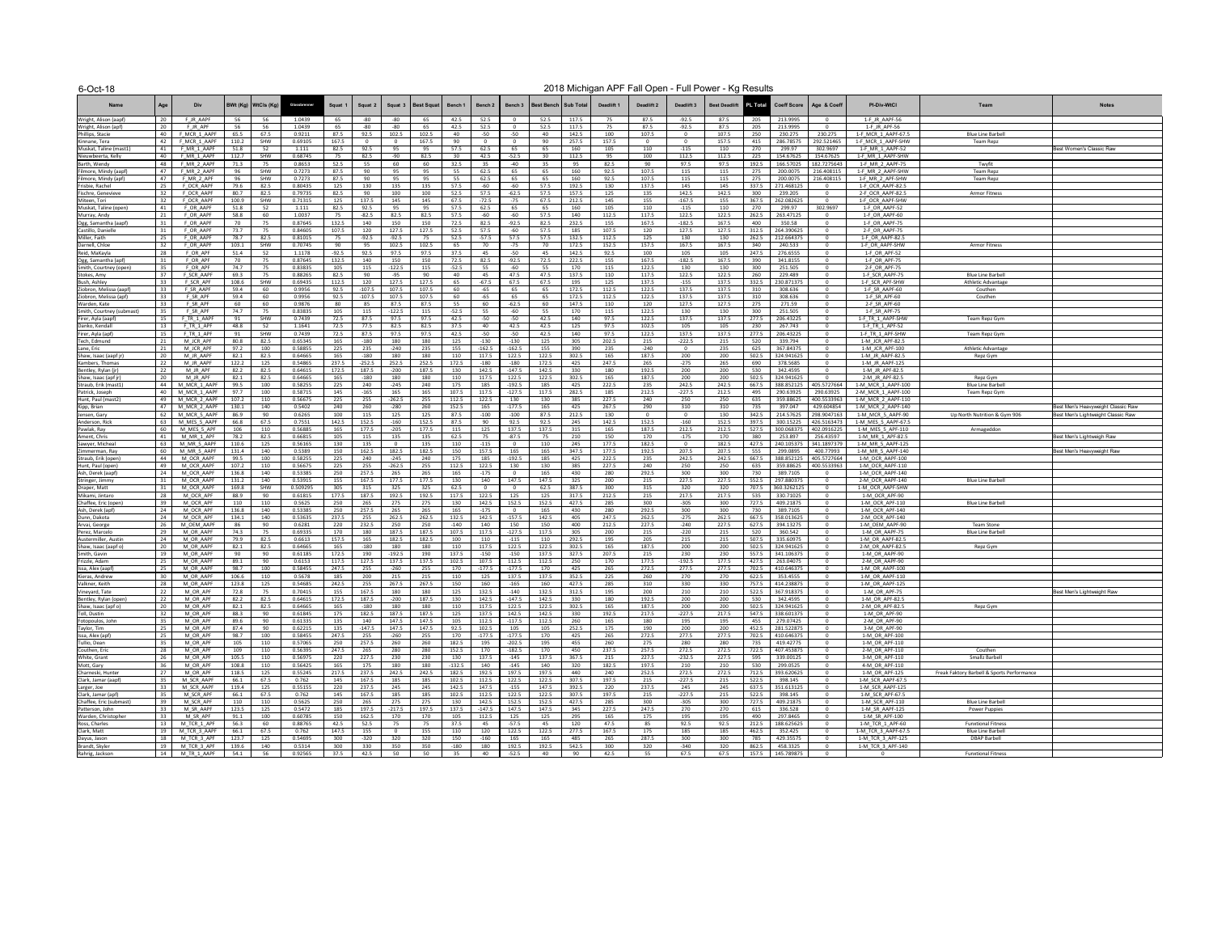6-Oct-18

# 2018 Michigan APF Fall Open - Full Power - Kg Results

| Name | Age | Div | BWt (Kg) | WtCls (Kg) | Glossbrenner | Squat 1 | Squat 2 | Squat 3 | Best Squat | Bench 1 | Bench 2 | Bench 3 | Best Bench | Sub Total | Deadlift 1 | Deadlift 2 | Deadlift 3 | Best Deadlift | PL Total | Coeff Score | Age & Coeff | Pl-Div-WtCl | Team | Notes |
|---|---|---|---|---|---|---|---|---|---|---|---|---|---|---|---|---|---|---|---|---|---|---|---|---|
| Wright, Alison (aapf) | 20 | F_JR_AAPF | 56 | 56 | 1.0439 | 65 | -80 | -80 | 65 | 42.5 | 52.5 | 0 | 52.5 | 117.5 | 75 | 87.5 | -92.5 | 87.5 | 205 | 213.9995 | 0 | 1-F_JR_AAPF-56 | | |
| Wright, Alison (apf) | 20 | F_JR_APF | 56 | 56 | 1.0439 | 65 | -80 | -80 | 65 | 42.5 | 52.5 | 0 | 52.5 | 117.5 | 75 | 87.5 | -92.5 | 87.5 | 205 | 213.9995 | 0 | 1-F_JR_APF-56 | | |
| Phillips, Stacie | 42 | F_MCR_1_AAPF | 65.5 | 67.5 | 0.9211 | 87.5 | 92.5 | 102.5 | 102.5 | 40 | -50 | -50 | 40 | 142.5 | 100 | 107.5 | 0 | 107.5 | 250 | 230.275 | 230.275 | 1-F_MCR_1_AAPF-67.5 | Blue Line Barbell | |
| Kinnane, Tera | 42 | F_MCR_1_AAPF | 110.2 | SHW | 0.69105 | 167.5 | 0 | 0 | 167.5 | 90 | 0 | 0 | 90 | 257.5 | 157.5 | 0 | 0 | 157.5 | 415 | 286.78575 | 292.52145 | 1-F_MCR_1_AAPF-SHW | Team Repz | |
| Muskat, Taline (mast1) | 41 | F_MR_1_AAPF | 51.8 | 52 | 1.111 | 82.5 | 92.5 | 95 | 95 | 57.5 | 62.5 | 65 | 65 | 160 | 105 | 110 | -115 | 110 | 270 | 299.97 | 302.9697 | 1-F_MR_1_AAPF-52 | | Best Women's Classic Raw |
| Nieuwenhuis, Kelly | 40 | F_MR_1_AAPF | 112.7 | SHW | 0.68745 | 75 | 82.5 | -90 | 82.5 | 30 | -42.5 | -52.5 | 30 | 112.5 | 95 | 100 | 112.5 | 112.5 | 225 | 154.67625 | 154.67625 | 1-F_MR_1_AAPF-SHW | | |
| Barth, Wendy | 48 | F_MR_2_AAPF | 71.3 | 75 | 0.8653 | 52.5 | 55 | 60 | 60 | 32.5 | 35 | -40 | 35 | 95 | 82.5 | 90 | 97.5 | 97.5 | 192.5 | 166.57025 | 182.7275643 | 1-F_MR_2_AAPF-75 | Twyfit | |
| Filmore, Mindy (aapf) | 47 | F_MR_2_AAPF | 96 | SHW | 0.7273 | 87.5 | 90 | 95 | 95 | 55 | 62.5 | 65 | 65 | 160 | 107.5 | 115 | 115 | 115 | 275 | 200.0075 | 216.408115 | 1-F_MR_2_AAPF-SHW | Team Repz | |
| Filmore, Mindy (apf) | 47 | F_MR_2_APF | 96 | SHW | 0.7273 | 87.5 | 90 | 95 | 95 | 55 | 62.5 | 65 | 65 | 160 | 107.5 | 115 | 115 | 115 | 275 | 200.0075 | 216.408115 | 1-F_MR_2_APF-SHW | Team Repz | |
| Frisbie, Rachel | 25 | F_OCR_AAPF | 79.6 | 82.5 | 0.80435 | 125 | 130 | 135 | 135 | 57.5 | -60 | -60 | 57.5 | 192.5 | 130 | 137.5 | 145 | 145 | 337.5 | 271.468125 | 0 | 1-F_OCR_AAPF-82.5 | | |
| Fischre, Genevieve | 32 | F_OCR_AAPF | 80.7 | 82.5 | 0.79735 | 82.5 | 90 | 100 | 100 | 52.5 | 57.5 | -62.5 | 57.5 | 157.5 | 125 | 135 | 142.5 | 142.5 | 300 | 239.205 | 0 | 2-F_OCR_AAPF-82.5 | Armor Fitness | |
| Mileen, Tori | 32 | F_OCR_AAPF | 100.9 | SHW | 0.71315 | 125 | 137.5 | 145 | 145 | 67.5 | -72.5 | -75 | 67.5 | 212.5 | 145 | 155 | -167.5 | 155 | 367.5 | 262.082625 | 0 | 1-F_OCR_AAPF-SHW | | |
| Muskat, Taline (open) | 41 | F_OR_AAPF | 51.8 | 52 | 1.111 | 82.5 | 92.5 | 95 | 95 | 57.5 | 62.5 | 65 | 65 | 160 | 105 | 110 | -115 | 110 | 270 | 299.97 | 302.9697 | 1-F_OR_AAPF-52 | | |
| Murray, Andy | 21 | F_OR_AAPF | 58.8 | 60 | 1.0037 | 75 | -82.5 | 82.5 | 82.5 | 57.5 | -60 | -60 | 57.5 | 140 | 112.5 | 117.5 | 122.5 | 122.5 | 262.5 | 263.47125 | 0 | 1-F_OR_AAPF-60 | | |
| Ogg, Samantha (aapf) | 31 | F_OR_AAPF | 70 | 75 | 0.87645 | 132.5 | 140 | 150 | 150 | 72.5 | 82.5 | -92.5 | 82.5 | 232.5 | 155 | 167.5 | -182.5 | 167.5 | 400 | 350.58 | 0 | 1-F_OR_AAPF-75 | | |
| Castillo, Danielle | 31 | F_OR_AAPF | 73.7 | 75 | 0.84605 | 107.5 | 120 | 127.5 | 127.5 | 52.5 | 57.5 | -60 | 57.5 | 185 | 107.5 | 120 | 127.5 | 127.5 | 312.5 | 264.390625 | 0 | 2-F_OR_AAPF-75 | | |
| Miller, Faith | 25 | F_OR_AAPF | 78.7 | 82.5 | 0.81015 | 75 | -92.5 | -92.5 | 75 | 52.5 | -57.5 | 57.5 | 57.5 | 132.5 | 112.5 | 125 | 130 | 130 | 262.5 | 212.664375 | 0 | 1-F_OR_AAPF-82.5 | | |
| Darnell, Chloe | 32 | F_OR_AAPF | 103.1 | SHW | 0.70745 | 90 | 95 | 102.5 | 102.5 | 65 | 70 | -75 | 70 | 172.5 | 150 | 157.5 | 167.5 | 167.5 | 340 | 240.533 | 0 | 1-F_OR_AAPF-SHW | Armor Fitness | |
| Reid, MaKayla | 28 | F_OR_APF | 51.4 | 52 | 1.1178 | -92.5 | 92.5 | 97.5 | 97.5 | 37.5 | 45 | -50 | 45 | 142.5 | 92.5 | 100 | 105 | 105 | 247.5 | 276.6555 | 0 | 1-F_OR_APF-52 | | |
| Ogg, Samantha (apf) | 31 | F_OR_APF | 70 | 75 | 0.87645 | 132.5 | 140 | 150 | 150 | 72.5 | 82.5 | -92.5 | 82.5 | 222.5 | 155 | 167.5 | -182.5 | 167.5 | 390 | 341.8155 | 0 | 1-F_OR_APF-75 | | |
| Smith, Courtney (open) | 35 | F_OR_APF | 74.7 | 75 | 0.83835 | 105 | 115 | -122.5 | 115 | -52.5 | 55 | -60 | 55 | 170 | 115 | 122.5 | 130 | 130 | 300 | 251.505 | 0 | 2-F_OR_APF-75 | | |
| Stokes, Amy | 37 | F_SCR_AAPF | 69.3 | 75 | 0.88265 | 82.5 | 90 | -95 | 90 | 40 | 45 | 47.5 | 47.5 | 137.5 | 110 | 117.5 | 122.5 | 122.5 | 260 | 229.489 | 0 | 1-F_SCR_AAPF-75 | Blue Line Barbell | |
| Bush, Ashley | 33 | F_SCR_AAPF | 108.6 | SHW | 0.69435 | 112.5 | 120 | 127.5 | 127.5 | 65 | -67.5 | 67.5 | 67.5 | 195 | 125 | 137.5 | -155 | 137.5 | 332.5 | 230.871375 | 0 | 1-F_SCR_AAPF-SHW | Athletic Advantage | |
| Ziobron, Melissa (aapf) | 33 | F_SR_AAPF | 59.4 | 60 | 0.9956 | 92.5 | -107.5 | 107.5 | 107.5 | 60 | -65 | 65 | 65 | 172.5 | 112.5 | 122.5 | 137.5 | 137.5 | 310 | 308.636 | 0 | 1-F_SR_AAPF-60 | Couthen | |
| Ziobron, Melissa (apf) | 33 | F_SR_APF | 59.4 | 60 | 0.9956 | 92.5 | -107.5 | 107.5 | 107.5 | 60 | -65 | 65 | 65 | 172.5 | 112.5 | 122.5 | 137.5 | 137.5 | 310 | 308.636 | 0 | 1-F_SR_APF-60 | Couthen | |
| Warden, Kate | 33 | F_SR_APF | 60 | 60 | 0.9876 | 80 | 85 | 87.5 | 87.5 | 55 | 60 | -62.5 | 60 | 147.5 | 110 | 120 | 127.5 | 127.5 | 275 | 271.59 | 0 | 2-F_SR_APF-60 | | |
| Smith, Courtney (submast) | 35 | F_SR_APF | 74.7 | 75 | 0.83835 | 105 | 115 | -122.5 | 115 | -52.5 | 55 | -60 | 55 | 170 | 115 | 122.5 | 130 | 130 | 300 | 251.505 | 0 | 1-F_SR_APF-75 | | |
| Firer, Ayla (aapf) | 15 | F_TR_1_AAPF | 91 | SHW | 0.7439 | 72.5 | 87.5 | 97.5 | 97.5 | 42.5 | -50 | -50 | 42.5 | 140 | 97.5 | 122.5 | 137.5 | 137.5 | 277.5 | 206.43225 | 0 | 1-F_TR_1_AAPF-SHW | Team Repz Gym | |
| Danko, Kendall | 13 | F_TR_1_APF | 48.8 | 52 | 1.1641 | 72.5 | 77.5 | 82.5 | 82.5 | 37.5 | 40 | 42.5 | 42.5 | 125 | 97.5 | 102.5 | 105 | 105 | 230 | 267.743 | 0 | 1-F_TR_1_APF-52 | | |
| Firer, Ayla (apf) | 15 | F_TR_1_APF | 91 | SHW | 0.7439 | 72.5 | 87.5 | 97.5 | 97.5 | 42.5 | -50 | -50 | 42.5 | 140 | 97.5 | 122.5 | 137.5 | 137.5 | 277.5 | 206.43225 | 0 | 1-F_TR_1_APF-SHW | Team Repz Gym | |
| Tech, Edmund | 21 | M_JCR_APF | 80.8 | 82.5 | 0.65345 | 165 | -180 | 180 | 180 | 125 | -130 | -130 | 125 | 305 | 202.5 | 215 | -222.5 | 215 | 520 | 339.794 | 0 | 1-M_JCR_APF-82.5 | | |
| Lane, Eric | 21 | M_JCR_APF | 97.2 | 100 | 0.58855 | 225 | 235 | -240 | 235 | 155 | -162.5 | -162.5 | 155 | 390 | 235 | -240 | 0 | 235 | 625 | 367.84375 | 0 | 1-M_JCR_APF-100 | Athletic Advantage | |
| Shaw, Isaac (aapf jr) | 20 | M_JR_AAPF | 82.1 | 82.5 | 0.64665 | 165 | -180 | 180 | 180 | 110 | 117.5 | 122.5 | 122.5 | 302.5 | 165 | 187.5 | 200 | 200 | 502.5 | 324.941625 | 0 | 1-M_JR_AAPF-82.5 | Repz Gym | |
| Kembers, Thomas | 22 | M_JR_AAPF | 122.2 | 125 | 0.54865 | 237.5 | -252.5 | 252.5 | 252.5 | 172.5 | -180 | -180 | 172.5 | 425 | 247.5 | 265 | -275 | 265 | 690 | 378.5685 | 0 | 1-M_JR_AAPF-125 | | |
| Bentley, Rylan (jr) | 22 | M_JR_APF | 82.2 | 82.5 | 0.64615 | 172.5 | 187.5 | -200 | 187.5 | 130 | 142.5 | -147.5 | 142.5 | 330 | 180 | 192.5 | 200 | 200 | 530 | 342.4595 | 0 | 1-M_JR_APF-82.5 | | |
| Shaw, Isaac (apf jr) | 20 | M_JR_APF | 82.1 | 82.5 | 0.64665 | 165 | -180 | 180 | 180 | 110 | 117.5 | 122.5 | 122.5 | 302.5 | 165 | 187.5 | 200 | 200 | 502.5 | 324.941625 | 0 | 2-M_JR_APF-82.5 | Repz Gym | |
| Straub, Erik (mast1) | 44 | M_MCR_1_AAPF | 99.5 | 100 | 0.58255 | 225 | 240 | -245 | 240 | 175 | 185 | -192.5 | 185 | 425 | 222.5 | 235 | 242.5 | 242.5 | 667.5 | 388.852125 | 405.5727664 | 1-M_MCR_1_AAPF-100 | Blue Line Barbell | |
| Patrick, Joseph | 40 | M_MCR_1_AAPF | 97.7 | 100 | 0.58715 | 145 | -165 | 165 | 165 | 107.5 | 117.5 | -127.5 | 117.5 | 282.5 | 185 | 212.5 | -227.5 | 212.5 | 495 | 290.63925 | 290.63925 | 2-M_MCR_1_AAPF-100 | Team Repz Gym | |
| Hunt, Paul (mast2) | 49 | M_MCR_2_AAPF | 107.2 | 110 | 0.56675 | 225 | 255 | -262.5 | 255 | 112.5 | 122.5 | 130 | 130 | 385 | 227.5 | 240 | 250 | 250 | 635 | 359.88625 | 400.5533963 | 1-M_MCR_2_AAPF-110 | | |
| Kipp, Brian | 47 | M_MCR_2_AAPF | 130.1 | 140 | 0.5402 | 240 | 260 | -280 | 260 | 152.5 | 165 | -177.5 | 165 | 425 | 267.5 | 290 | 310 | 310 | 735 | 397.047 | 429.604854 | 1-M_MCR_2_AAPF-140 | | Best Men's Heavyweight Classic Raw |
| Jensen, Gary | 62 | M_MCR_5_AAPF | 86.9 | 90 | 0.6265 | 100 | 115 | 125 | 125 | 87.5 | -100 | -100 | 87.5 | 212.5 | 130 | 0 | 0 | 130 | 342.5 | 214.57625 | 298.9047163 | 1-M_MCR_5_AAPF-90 | Up North Nutrition & Gym 906 | Best Men's Lightweight Classic Raw |
| Anderson, Rick | 63 | M_MES_5_APF | 66.8 | 67.5 | 0.7551 | 142.5 | 152.5 | -160 | 152.5 | 87.5 | 90 | 92.5 | 92.5 | 245 | 142.5 | 152.5 | -160 | 152.5 | 397.5 | 300.15225 | 426.5163473 | 1-M_MES_5_APF-67.5 | | |
| Pawlak, Ray | 60 | M_MES_5_APF | 106 | 110 | 0.56885 | 165 | 177.5 | -205 | 177.5 | 115 | 125 | 137.5 | 137.5 | 315 | 165 | 187.5 | 212.5 | 212.5 | 527.5 | 300.068375 | 402.0916225 | 1-M_MES_5_APF-110 | Armageddon | |
| Ament, Chris | 41 | M_MR_1_AAPF | 78.2 | 82.5 | 0.66815 | 105 | 115 | 135 | 135 | 62.5 | 75 | -87.5 | 75 | 210 | 150 | 170 | -175 | 170 | 380 | 253.897 | 256.43597 | 1-M_MR_1_APF-82.5 | | Best Men's Lightweight Raw |
| Sawyer, Micheal | 63 | M_MR_5_AAPF | 110.6 | 125 | 0.56165 | 130 | 135 | 0 | 135 | 110 | -115 | 0 | 110 | 245 | 177.5 | 182.5 | 0 | 182.5 | 427.5 | 240.105375 | 341.1897379 | 1-M_MR_5_AAPF-125 | | |
| Zimmerman, Ray | 60 | M_MR_5_AAPF | 131.4 | 140 | 0.5389 | 150 | 162.5 | 182.5 | 182.5 | 150 | 157.5 | 165 | 165 | 347.5 | 177.5 | 192.5 | 207.5 | 207.5 | 555 | 299.0895 | 400.77993 | 1-M_MR_5_AAPF-140 | | Best Men's Heavyweight Raw |
| Straub, Erik (open) | 44 | M_OCR_AAPF | 99.5 | 100 | 0.58255 | 225 | 240 | -245 | 240 | 175 | 185 | -192.5 | 185 | 425 | 222.5 | 235 | 242.5 | 242.5 | 667.5 | 388.852125 | 405.5727664 | 1-M_OCR_AAPF-100 | | |
| Hunt, Paul (open) | 49 | M_OCR_AAPF | 107.2 | 110 | 0.56675 | 225 | 255 | -262.5 | 255 | 112.5 | 122.5 | 130 | 130 | 385 | 227.5 | 240 | 250 | 250 | 635 | 359.88625 | 400.5533963 | 1-M_OCR_AAPF-110 | | |
| Ash, Derek (aapf) | 24 | M_OCR_AAPF | 136.8 | 140 | 0.53385 | 250 | 257.5 | 265 | 265 | 165 | -175 | 0 | 165 | 430 | 280 | 292.5 | 300 | 300 | 730 | 389.7105 | 0 | 1-M_OCR_AAPF-140 | | |
| Stringer, Jimmy | 31 | M_OCR_AAPF | 131.2 | 140 | 0.53915 | 155 | 167.5 | 177.5 | 177.5 | 130 | 140 | 147.5 | 147.5 | 325 | 200 | 215 | 227.5 | 227.5 | 552.5 | 297.880375 | 0 | 2-M_OCR_AAPF-140 | Blue Line Barbell | |
| Draper, Matt | 31 | M_OCR_AAPF | 169.8 | SHW | 0.509295 | 305 | 315 | 325 | 325 | 62.5 | 0 | 0 | 62.5 | 387.5 | 300 | 315 | 320 | 320 | 707.5 | 360.3262125 | 0 | 1-M_OCR_AAPF-SHW | | |
| Mikami, Jintaro | 28 | M_OCR_APF | 88.9 | 90 | 0.61815 | 177.5 | 187.5 | 192.5 | 192.5 | 117.5 | 122.5 | 125 | 125 | 317.5 | 212.5 | 215 | 217.5 | 217.5 | 535 | 330.71025 | 0 | 1-M_OCR_APF-90 | | |
| Chaffee, Eric (open) | 39 | M_OCR_APF | 110 | 110 | 0.5625 | 250 | 265 | 275 | 275 | 130 | 142.5 | 152.5 | 152.5 | 427.5 | 285 | 300 | -305 | 300 | 727.5 | 409.21875 | 0 | 1-M_OCR_APF-110 | Blue Line Barbell | |
| Ash, Derek (apf) | 24 | M_OCR_APF | 136.8 | 140 | 0.53385 | 250 | 257.5 | 265 | 265 | 165 | -175 | 0 | 165 | 430 | 280 | 292.5 | 300 | 300 | 730 | 389.7105 | 0 | 1-M_OCR_APF-140 | | |
| Dunn, Dakota | 24 | M_OCR_APF | 134.1 | 140 | 0.53635 | 237.5 | 255 | 262.5 | 262.5 | 132.5 | 142.5 | -157.5 | 142.5 | 405 | 247.5 | 262.5 | -275 | 262.5 | 667.5 | 358.013625 | 0 | 2-M_OCR_APF-140 | | |
| Arvai, George | 26 | M_OEM_AAPF | 86 | 90 | 0.6281 | 220 | 232.5 | 250 | 250 | -140 | 140 | 150 | 150 | 400 | 212.5 | 227.5 | -240 | 227.5 | 627.5 | 394.13275 | 0 | 1-M_OEM_AAPF-90 | Team Stone | |
| Perez, Marcelo | 29 | M_OR_AAPF | 74.3 | 75 | 0.69335 | 170 | 180 | 187.5 | 187.5 | 107.5 | 117.5 | -127.5 | 117.5 | 305 | 200 | 215 | -220 | 215 | 520 | 360.542 | 0 | 1-M_OR_AAPF-75 | Blue Line Barbell | |
| Austermiller, Austin | 24 | M_OR_AAPF | 79.9 | 82.5 | 0.6613 | 157.5 | 165 | 182.5 | 182.5 | 100 | 110 | -115 | 110 | 292.5 | 195 | 205 | 215 | 215 | 507.5 | 335.60975 | 0 | 1-M_OR_AAPF-82.5 | | |
| Shaw, Isaac (aapf o) | 20 | M_OR_AAPF | 82.1 | 82.5 | 0.64665 | 165 | -180 | 180 | 180 | 110 | 117.5 | 122.5 | 122.5 | 302.5 | 165 | 187.5 | 200 | 200 | 502.5 | 324.941625 | 0 | 2-M_OR_AAPF-82.5 | Repz Gym | |
| Smith, Gavin | 19 | M_OR_AAPF | 90 | 90 | 0.61185 | 172.5 | 190 | -192.5 | 190 | 137.5 | -150 | -150 | 137.5 | 327.5 | 207.5 | 215 | 230 | 230 | 557.5 | 341.106375 | 0 | 1-M_OR_AAPF-90 | | |
| Frizzle, Adam | 25 | M_OR_AAPF | 89.1 | 90 | 0.6153 | 117.5 | 127.5 | 137.5 | 137.5 | 102.5 | 107.5 | 112.5 | 112.5 | 250 | 170 | 177.5 | -192.5 | 177.5 | 427.5 | 263.04075 | 0 | 2-M_OR_AAPF-90 | | |
| Issa, Alex (aapf) | 25 | M_OR_AAPF | 98.7 | 100 | 0.58455 | 247.5 | 255 | -260 | 255 | 170 | -177.5 | -177.5 | 170 | 425 | 265 | 272.5 | 277.5 | 277.5 | 702.5 | 410.646375 | 0 | 1-M_OR_AAPF-100 | | |
| Kieras, Andrew | 30 | M_OR_AAPF | 106.6 | 110 | 0.5678 | 185 | 200 | 215 | 215 | 110 | 125 | 137.5 | 137.5 | 352.5 | 225 | 260 | 270 | 270 | 622.5 | 353.4555 | 0 | 1-M_OR_AAPF-110 | | |
| Valkner, Keith | 28 | M_OR_AAPF | 123.8 | 125 | 0.54685 | 242.5 | 255 | 267.5 | 267.5 | 150 | 160 | -165 | 160 | 427.5 | 285 | 310 | 330 | 330 | 757.5 | 414.238875 | 0 | 1-M_OR_AAPF-125 | | |
| Vineyard, Tate | 22 | M_OR_APF | 72.8 | 75 | 0.70415 | 155 | 167.5 | 180 | 180 | 125 | 132.5 | -140 | 132.5 | 312.5 | 195 | 200 | 210 | 210 | 522.5 | 367.918375 | 0 | 1-M_OR_APF-75 | | Best Men's Lightweight Raw |
| Bentley, Rylan (open) | 22 | M_OR_APF | 82.2 | 82.5 | 0.64615 | 172.5 | 187.5 | -200 | 187.5 | 130 | 142.5 | -147.5 | 142.5 | 330 | 180 | 192.5 | 200 | 200 | 530 | 342.4595 | 0 | 1-M_OR_APF-82.5 | | |
| Shaw, Isaac (apf o) | 20 | M_OR_APF | 82.1 | 82.5 | 0.64665 | 165 | -180 | 180 | 180 | 110 | 117.5 | 122.5 | 122.5 | 302.5 | 165 | 187.5 | 200 | 200 | 502.5 | 324.941625 | 0 | 2-M_OR_APF-82.5 | Repz Gym | |
| Toll, Dustin | 32 | M_OR_APF | 88.3 | 90 | 0.61845 | 175 | 182.5 | 187.5 | 187.5 | 125 | 137.5 | 142.5 | 142.5 | 330 | 192.5 | 217.5 | -227.5 | 217.5 | 547.5 | 338.601375 | 0 | 1-M_OR_APF-90 | | |
| Fotopoulos, John | 35 | M_OR_APF | 89.6 | 90 | 0.61335 | 135 | 140 | 147.5 | 147.5 | 105 | 112.5 | -117.5 | 112.5 | 260 | 165 | 180 | 195 | 195 | 455 | 279.07425 | 0 | 2-M_OR_APF-90 | | |
| Taylor, Tim | 25 | M_OR_APF | 87.4 | 90 | 0.62215 | 135 | -147.5 | 147.5 | 147.5 | 92.5 | 102.5 | 105 | 105 | 252.5 | 175 | 190 | 200 | 200 | 452.5 | 281.522875 | 0 | 3-M_OR_APF-90 | | |
| Issa, Alex (apf) | 25 | M_OR_APF | 98.7 | 100 | 0.58455 | 247.5 | 255 | -260 | 255 | 170 | -177.5 | -177.5 | 170 | 425 | 265 | 272.5 | 277.5 | 277.5 | 702.5 | 410.646375 | 0 | 1-M_OR_APF-100 | | |
| Tullio, Dean | 35 | M_OR_APF | 105 | 110 | 0.57065 | 250 | 257.5 | 260 | 260 | 182.5 | 195 | -202.5 | 195 | 455 | 260 | 275 | 280 | 280 | 735 | 419.42775 | 0 | 1-M_OR_APF-110 | | |
| Couthen, Eric | 28 | M_OR_APF | 109 | 110 | 0.56395 | 247.5 | 265 | 280 | 280 | 152.5 | 170 | -182.5 | 170 | 450 | 237.5 | 257.5 | 272.5 | 272.5 | 722.5 | 407.453875 | 0 | 2-M_OR_APF-110 | Couthen | |
| White, Grant | 26 | M_OR_APF | 105.5 | 110 | 0.56975 | 220 | 227.5 | 230 | 230 | 130 | 137.5 | -145 | 137.5 | 367.5 | 215 | 227.5 | -232.5 | 227.5 | 595 | 339.00125 | 0 | 3-M_OR_APF-110 | Smallz Barbell | |
| Mott, Gary | 36 | M_OR_APF | 108.8 | 110 | 0.56425 | 165 | 175 | 180 | 180 | -132.5 | 140 | -145 | 140 | 320 | 182.5 | 197.5 | 210 | 210 | 530 | 299.0525 | 0 | 4-M_OR_APF-110 | | |
| Charneski, Hunter | 27 | M_OR_APF | 118.5 | 125 | 0.55245 | 217.5 | 237.5 | 242.5 | 242.5 | 182.5 | 192.5 | 197.5 | 197.5 | 440 | 240 | 252.5 | 272.5 | 272.5 | 712.5 | 393.620625 | 0 | 1-M_OR_APF-125 | Freak Faktory Barbell & Sports Performance | |
| Clark, Jamar (aapf) | 35 | M_SCR_AAPF | 66.1 | 67.5 | 0.762 | 145 | 167.5 | 185 | 185 | 102.5 | 112.5 | 122.5 | 122.5 | 307.5 | 197.5 | 215 | -227.5 | 215 | 522.5 | 398.145 | 0 | 1-M_SCR_AAPF-67.5 | | |
| Larger, Joe | 33 | M_SCR_AAPF | 119.4 | 125 | 0.55155 | 220 | 237.5 | 245 | 245 | 142.5 | 147.5 | -155 | 147.5 | 392.5 | 237.5 | 245 | 245 | 245 | 637.5 | 351.613125 | 0 | 1-M_SCR_AAPF-125 | | |
| Clark, Jamar (apf) | 35 | M_SCR_APF | 66.1 | 67.5 | 0.762 | 145 | 167.5 | 185 | 185 | 102.5 | 112.5 | 122.5 | 122.5 | 307.5 | 197.5 | 215 | -227.5 | 215 | 522.5 | 398.145 | 0 | 1-M_SCR_APF-67.5 | | |
| Chaffee, Eric (submast) | 39 | M_SCR_APF | 110 | 110 | 0.5625 | 250 | 265 | 275 | 275 | 130 | 142.5 | 152.5 | 152.5 | 427.5 | 285 | 300 | -305 | 300 | 727.5 | 409.21875 | 0 | 1-M_SCR_APF-110 | Blue Line Barbell | |
| Patterson, John | 33 | M_SCR_APF | 123.5 | 125 | 0.5472 | 185 | 197.5 | -217.5 | 197.5 | 137.5 | -147.5 | 147.5 | 147.5 | 345 | 227.5 | 247.5 | 270 | 270 | 615 | 336.528 | 0 | 1-M_SCR_APF-125 | Power Puppies | |
| Warden, Christopher | 33 | M_SR_APF | 91.1 | 100 | 0.60785 | 150 | 162.5 | 170 | 170 | 105 | 112.5 | 125 | 125 | 295 | 165 | 175 | 195 | 195 | 490 | 297.8465 | 0 | 1-M_SR_APF-100 | | |
| Ross, Charles | 13 | M_TCR_1_APF | 56.3 | 60 | 0.88765 | 42.5 | 52.5 | 75 | 75 | 37.5 | 45 | -57.5 | 45 | 120 | 47.5 | 85 | 92.5 | 92.5 | 212.5 | 188.625625 | 0 | 1-M_TCR_1_APF-60 | Functional Fitness | |
| Clark, Matt | 19 | M_TCR_3_AAPF | 66.1 | 67.5 | 0.762 | 147.5 | 155 | 0 | 155 | 110 | 120 | 122.5 | 122.5 | 277.5 | 167.5 | 175 | 185 | 185 | 462.5 | 352.425 | 0 | 1-M_TCR_3_AAPF-67.5 | Blue Line Barbell | |
| Dayus, Jason | 18 | M_TCR_3_APF | 123.7 | 125 | 0.54695 | 300 | -320 | 320 | 320 | 150 | -160 | 165 | 165 | 485 | 265 | 287.5 | 300 | 300 | 785 | 429.35575 | 0 | 1-M_TCR_3_APF-125 | DBAP Barbell | |
| Brandt, Skyler | 19 | M_TCR_3_APF | 139.6 | 140 | 0.5314 | 300 | 330 | 350 | 350 | -180 | 180 | 192.5 | 192.5 | 542.5 | 300 | 320 | -340 | 320 | 862.5 | 458.3325 | 0 | 1-M_TCR_3_APF-140 | | |
| Rehrig, Jackson | 14 | M_TR_1_AAPF | 54.1 | 56 | 0.92565 | 37.5 | 42.5 | 50 | 50 | 35 | 40 | -52.5 | 40 | 90 | 42.5 | 55 | 67.5 | 67.5 | 157.5 | 145.789875 | 0 | 1-M_TR_1_AAPF-56 | Functional Fitness | |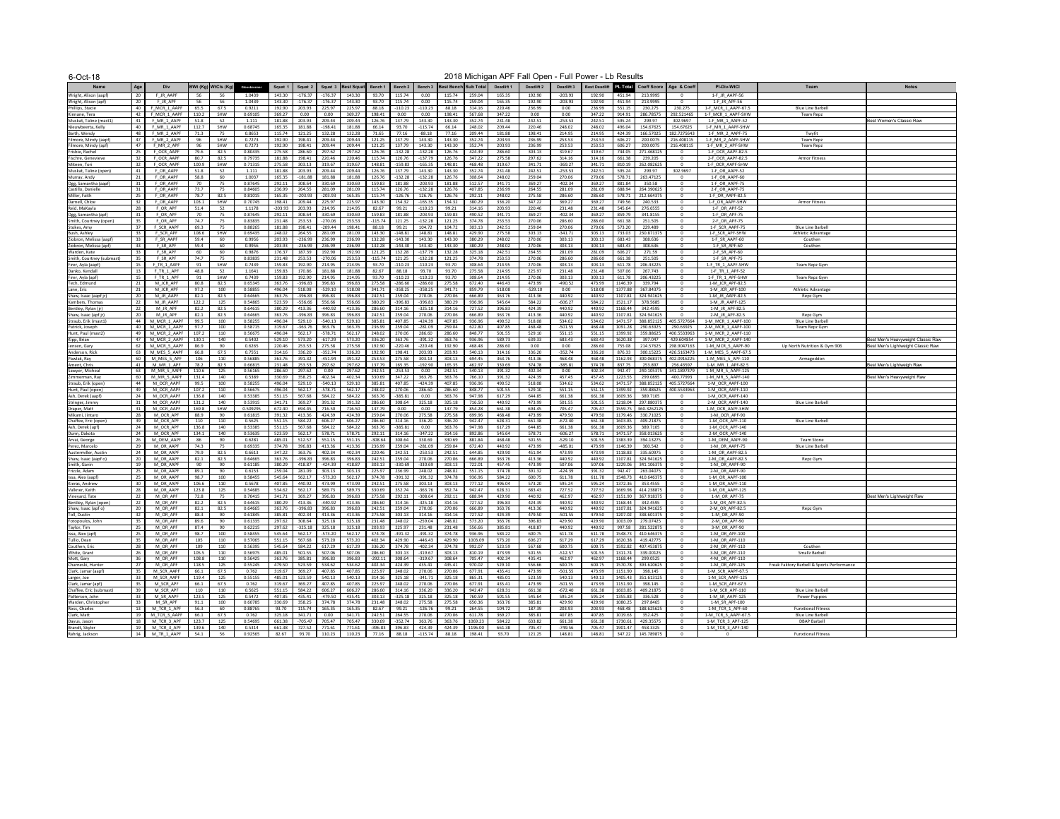# 2018 Michigan APF Fall Open - Full Power - Lb Results

6-Oct-18

| Name | Age | Div | BWt (Kg) | WtCls (Kg) | Glossbrenner | Squat 1 | Squat 2 | Squat 3 | Best Squat | Bench 1 | Bench 2 | Bench 3 | Best Bench | Sub Total | Deadlift 1 | Deadlift 2 | Deadlift 3 | Best Deadlift | PL Total | Coeff Score | Age & Coeff | Pl-Div-WtCl | Team | Notes |
|---|---|---|---|---|---|---|---|---|---|---|---|---|---|---|---|---|---|---|---|---|---|---|---|---|
| Wright, Alison (aapf) | 20 | F_JR_AAPF | 56 | 56 | 1.0439 | 143.30 | -176.37 | -176.37 | 143.30 | 93.70 | 115.74 | 0.00 | 115.74 | 259.04 | 165.35 | 192.90 | -203.93 | 192.90 | 451.94 | 213.9995 | 0 | 1-F_JR_AAPF-56 | | |
| Wright, Alison (apf) | 20 | F_JR_APF | 56 | 56 | 1.0439 | 143.30 | -176.37 | -176.37 | 143.30 | 93.70 | 115.74 | 0.00 | 115.74 | 259.04 | 165.35 | 192.90 | -203.93 | 192.90 | 451.94 | 213.9995 | 0 | 1-F_JR_APF-56 | | |
| Phillips, Stacie | 40 | F_MCR_1_AAPF | 65.5 | 67.5 | 0.9211 | 192.90 | 203.93 | 225.97 | 225.97 | 88.18 | -110.23 | -110.23 | 88.18 | 314.16 | 220.46 | 236.99 | 0.00 | 236.99 | 551.15 | 230.275 | 230.275 | 1-F_MCR_1_AAPF-67.5 | Blue Line Barbell | |
| Kinnane, Tera | 42 | F_MCR_1_AAPF | 110.2 | SHW | 0.69105 | 369.27 | 0.00 | 0.00 | 369.27 | 198.41 | 0.00 | 0.00 | 198.41 | 567.68 | 347.22 | 0.00 | 0.00 | 347.22 | 914.91 | 286.78575 | 292.521465 | 1-F_MCR_1_AAPF-SHW | Team Repz | |
| Muskat, Taline (mast1) | 41 | F_MR_1_AAPF | 51.8 | 52 | 1.111 | 181.88 | 203.93 | 209.44 | 209.44 | 126.76 | 137.79 | 143.30 | 143.30 | 352.74 | 231.48 | 242.51 | -253.53 | 242.51 | 595.24 | 299.97 | 302.9697 | 1-F_MR_1_AAPF-52 | | Best Women's Classic Raw |
| Nieuwboerta, Kelly | 40 | F_MR_1_AAPF | 112.7 | SHW | 0.68745 | 165.35 | 181.88 | -198.41 | 181.88 | 66.14 | 93.70 | -115.74 | 66.14 | 248.02 | 209.44 | 220.46 | 248.02 | 248.02 | 496.04 | 154.67625 | 154.67625 | 1-F_MR_1_AAPF-SHW | | |
| Barth, Wendy | 48 | F_MR_2_AAPF | 71.3 | 75 | 0.8653 | 115.74 | 121.25 | 132.28 | 132.28 | 71.65 | 77.16 | -88.18 | 77.16 | 209.44 | 181.88 | 198.41 | 214.95 | 214.95 | 424.39 | 166.57025 | 182.7275643 | 1-F_MR_2_AAPF-75 | Twyfit | |
| Filmore, Mindy (aapf) | 47 | F_MR_2_AAPF | 96 | SHW | 0.7273 | 192.90 | 198.41 | 209.44 | 209.44 | 121.25 | 137.79 | 143.30 | 143.30 | 352.74 | 203.93 | 236.99 | 253.53 | 253.53 | 606.27 | 200.0075 | 216.408115 | 1-F_MR_2_AAPF-SHW | Team Repz | |
| Filmore, Mindy (apf) | 47 | F_MR_2_APF | 96 | SHW | 0.7273 | 192.90 | 198.41 | 209.44 | 209.44 | 121.25 | 137.79 | 143.30 | 143.30 | 352.74 | 203.93 | 236.99 | 253.53 | 253.53 | 606.27 | 200.0075 | 216.408115 | 1-F_MR_2_APF-SHW | Team Repz | |
| Frisbie, Rachel | 25 | F_OCR_AAPF | 79.6 | 82.5 | 0.80435 | 275.58 | 286.60 | 297.62 | 297.62 | 126.76 | -132.28 | -132.28 | 126.76 | 424.39 | 286.60 | 303.13 | 319.67 | 319.67 | 744.05 | 271.468125 | 0 | 1-F_OCR_AAPF-82.5 | | |
| Fischre, Genevieve | 32 | F_OCR_AAPF | 80.7 | 82.5 | 0.79735 | 181.88 | 203.93 | 220.46 | 220.46 | 115.74 | 126.76 | -137.79 | 126.76 | 347.22 | 275.58 | 297.62 | 314.16 | 314.16 | 661.38 | 239.205 | 0 | 2-F_OCR_AAPF-82.5 | Armor Fitness | |
| Miteen, Tori | 32 | F_OCR_AAPF | 100.9 | SHW | 0.71315 | 275.58 | 303.13 | 319.67 | 319.67 | 148.81 | -159.83 | -165.35 | 148.81 | 468.48 | 319.67 | 341.71 | -369.27 | 341.71 | 810.19 | 262.082625 | 0 | 1-F_OCR_AAPF-SHW | | |
| Muskat, Taline (open) | 41 | F_OR_AAPF | 51.8 | 52 | 1.111 | 181.88 | 203.93 | 209.44 | 209.44 | 126.76 | 137.79 | 143.30 | 143.30 | 352.74 | 231.48 | 242.51 | -253.53 | 242.51 | 595.24 | 299.97 | 302.9697 | 1-F_OR_AAPF-52 | | |
| Murray, Andy | 21 | F_OR_AAPF | 58.8 | 60 | 1.0037 | 165.35 | -181.88 | 181.88 | 181.88 | 126.76 | -132.28 | -132.28 | 126.76 | 308.64 | 248.02 | 259.04 | 270.06 | 270.06 | 578.71 | 263.47125 | 0 | 1-F_OR_AAPF-60 | | |
| Ogg, Samantha (aapf) | 31 | F_OR_AAPF | 70 | 75 | 0.87645 | 292.11 | 308.64 | 330.69 | 330.69 | 159.83 | 181.88 | -203.93 | 181.88 | 512.57 | 341.71 | 369.27 | -402.34 | 369.27 | 881.84 | 350.58 | 0 | 1-F_OR_AAPF-75 | | |
| Castillo, Danielle | 31 | F_OR_AAPF | 73.7 | 75 | 0.84605 | 236.99 | 264.55 | 281.09 | 281.09 | 115.74 | 126.76 | -132.28 | 126.76 | 407.85 | 236.99 | 264.55 | 281.09 | 281.09 | 688.94 | 264.390625 | 0 | 2-F_OR_AAPF-75 | | |
| Miller, Faith | 25 | F_OR_AAPF | 78.7 | 82.5 | 0.81015 | 165.35 | -203.93 | -203.93 | 165.35 | 115.74 | 126.76 | 126.76 | 126.76 | 292.11 | 248.02 | 275.58 | 286.60 | 286.60 | 578.71 | 212.664375 | 0 | 1-F_OR_AAPF-82.5 | | |
| Darnell, Chloe | 32 | F_OR_AAPF | 103.1 | SHW | 0.70745 | 198.41 | 209.44 | 225.97 | 225.97 | 143.30 | 154.32 | -165.35 | 154.32 | 380.29 | 336.20 | 347.22 | 369.27 | 369.27 | 749.56 | 240.533 | 0 | 1-F_OR_AAPF-SHW | Armor Fitness | |
| Reid, MaKayla | 28 | F_OR_APF | 51.4 | 52 | 1.1178 | -203.93 | 203.93 | 214.95 | 214.95 | 82.67 | 99.21 | -110.23 | 99.21 | 314.16 | 203.93 | 220.46 | 231.48 | 231.48 | 545.64 | 276.6555 | 0 | 1-F_OR_APF-52 | | |
| Ogg, Samantha (apf) | 31 | F_OR_APF | 70 | 75 | 0.87645 | 292.11 | 308.64 | 330.69 | 330.69 | 159.83 | 181.88 | -203.93 | 159.83 | 490.52 | 341.71 | 369.27 | -402.34 | 369.27 | 859.79 | 341.8155 | 0 | 1-F_OR_APF-75 | | |
| Smith, Courtney (open) | 35 | F_OR_APF | 74.7 | 75 | 0.83835 | 231.48 | 253.53 | -270.06 | 253.53 | -115.74 | 121.25 | -132.28 | 121.25 | 374.78 | 253.53 | 270.06 | 286.60 | 286.60 | 661.38 | 251.505 | 0 | 2-F_OR_APF-75 | | |
| Stokes, Amy | 37 | F_SCR_AAPF | 63.3 | 75 | 0.93265 | 181.88 | 198.41 | -209.44 | 198.41 | 88.18 | 99.21 | 104.72 | 104.72 | 303.13 | 242.51 | 259.04 | 270.06 | 270.06 | 573.20 | 229.489 | 0 | 1-F_SCR_AAPF-75 | Blue Line Barbell | |
| Bush, Ashley | 35 | F_SCR_APF | 108.6 | SHW | 0.69435 | 248.02 | 264.55 | 281.09 | 281.09 | 143.30 | -148.81 | 148.81 | 148.81 | 429.90 | 275.58 | 303.13 | -341.71 | 303.13 | 733.03 | 230.871375 | 0 | 1-F_SCR_APF-SHW | Athletic Advantage | |
| Ziobron, Melissa (aapf) | 33 | F_SR_AAPF | 59.4 | 60 | 0.9956 | 203.93 | -236.99 | 236.99 | 236.99 | 132.28 | -143.30 | 143.30 | 143.30 | 380.29 | 248.02 | 270.06 | 303.13 | 303.13 | 683.43 | 308.636 | 0 | 1-F_SR_AAPF-60 | Couthen | |
| Ziobron, Melissa (apf) | 33 | F_SR_APF | 59.4 | 60 | 0.9956 | 203.93 | -236.99 | 236.99 | 236.99 | 132.28 | -143.30 | 143.30 | 143.30 | 380.29 | 248.02 | 270.06 | 303.13 | 303.13 | 683.43 | 308.636 | 0 | 1-F_SR_APF-60 | Couthen | |
| Warden, Kate | 33 | F_SR_APF | 60 | 60 | 0.9876 | 176.37 | 187.39 | 192.90 | 192.90 | 121.25 | 132.28 | -137.79 | 132.28 | 325.18 | 242.51 | 264.55 | 281.09 | 281.09 | 606.27 | 271.59 | 0 | 2-F_SR_APF-60 | | |
| Smith, Courtney (submast) | 35 | F_SR_APF | 74.7 | 75 | 0.83835 | 231.48 | 253.53 | -270.06 | 253.53 | -115.74 | 121.25 | -132.28 | 121.25 | 374.78 | 253.53 | 270.06 | 286.60 | 286.60 | 661.38 | 251.505 | 0 | 1-F_SR_APF-75 | | |
| Feer, Ayla (aapf) | 15 | F_TR_1_AAPF | 91 | SHW | 0.7439 | 159.83 | 192.90 | 214.95 | 214.95 | 93.70 | -110.23 | -110.23 | 93.70 | 308.64 | 214.95 | 270.06 | 303.13 | 303.13 | 611.78 | 206.43225 | 0 | 1-F_TR_1_AAPF-SHW | Team Repz Gym | |
| Danko, Kendall | 13 | F_TR_1_APF | 48.8 | 52 | 1.1641 | 159.83 | 170.86 | 181.88 | 181.88 | 82.67 | 88.18 | 93.70 | 93.70 | 275.58 | 214.95 | 225.97 | 231.48 | 231.48 | 507.06 | 267.743 | 0 | 1-F_TR_1_APF-52 | | |
| Feer, Ayla (apf) | 15 | F_TR_1_APF | 91 | SHW | 0.7439 | 159.83 | 192.90 | 214.95 | 214.95 | 93.70 | -110.23 | -110.23 | 93.70 | 308.64 | 214.95 | 270.06 | 303.13 | 303.13 | 611.78 | 206.43225 | 0 | 1-F_TR_1_APF-SHW | Team Repz Gym | |
| Tech, Edmund | 21 | M_JCR_AAPF | 80.8 | 82.5 | 0.65345 | 363.76 | -396.83 | 396.83 | 396.83 | 275.58 | 286.60 | -286.60 | 275.58 | 672.40 | 446.43 | 473.99 | -490.52 | 473.99 | 1146.39 | 339.794 | 0 | 1-M_JCR_AAPF-82.5 | | |
| Lane, Eric | 21 | M_JCR_APF | 97.2 | 100 | 0.58855 | 496.04 | 518.08 | -529.10 | 518.08 | 341.71 | -358.25 | -358.25 | 341.71 | 859.79 | 518.08 | -529.10 | 0.00 | 518.08 | 1377.88 | 367.84375 | 0 | 1-M_JCR_APF-100 | Athletic Advantage | |
| Shaw, Isaac (aapf jr) | 20 | M_JR_AAPF | 82.1 | 82.5 | 0.64665 | 363.76 | -396.83 | 396.83 | 396.83 | 242.51 | 259.04 | 270.06 | 270.06 | 666.89 | 363.76 | 413.36 | 440.92 | 440.92 | 1107.81 | 324.941625 | 0 | 1-M_JR_AAPF-82.5 | Repz Gym | |
| Kambers, Thomas | 22 | M_JR_AAPF | 122.2 | 125 | 0.54865 | 523.59 | -556.66 | 556.66 | 556.66 | 380.29 | -396.83 | -396.83 | 380.29 | 936.96 | 545.64 | 584.22 | -606.27 | 584.22 | 1521.17 | 378.5685 | 0 | 1-M_JR_AAPF-125 | | |
| Bentley, Rylan (jr) | 22 | M_JR_APF | 82.2 | 82.5 | 0.64615 | 380.29 | 413.36 | -440.92 | 413.36 | 286.60 | 314.16 | -325.18 | 314.16 | 727.52 | 396.83 | 424.39 | 440.92 | 440.92 | 1168.44 | 342.4595 | 0 | 1-M_JR_APF-82.5 | | |
| Shaw, Isaac (apf jr) | 20 | M_JR_APF | 82.1 | 82.5 | 0.64665 | 363.76 | -396.83 | 396.83 | 396.83 | 242.51 | 259.04 | 270.06 | 270.06 | 666.89 | 363.76 | 413.36 | 440.92 | 440.92 | 1107.81 | 324.941625 | 0 | 2-M_JR_APF-82.5 | Repz Gym | |
| Straub, Erik (mast1) | 44 | M_MCR_1_AAPF | 99.5 | 100 | 0.58255 | 496.04 | 529.10 | -540.13 | 529.10 | 385.81 | 407.85 | -424.39 | 407.85 | 936.96 | 496.04 | 518.08 | 534.62 | 534.62 | 1471.57 | 388.852125 | 405.5727664 | 1-M_MCR_1_AAPF-100 | Blue Line Barbell | |
| Patrick, Joseph | 40 | M_MCR_1_AAPF | 97.7 | 100 | 0.58715 | 319.67 | -363.76 | 363.76 | 363.76 | 236.99 | 259.04 | -281.09 | 259.04 | 622.80 | 407.85 | 468.48 | -501.55 | 468.48 | 1091.28 | 290.63925 | 290.63925 | 2-M_MCR_1_AAPF-100 | Team Repz Gym | |
| Hunt, Paul (mast2) | 49 | M_MCR_2_AAPF | 107.2 | 110 | 0.56675 | 496.04 | 562.17 | -578.71 | 562.17 | 248.02 | 270.06 | 286.60 | 286.60 | 848.77 | 501.55 | 529.10 | 551.15 | 551.15 | 1399.92 | 359.88625 | 400.5533963 | 1-M_MCR_2_AAPF-110 | | |
| Kipp, Brian | 47 | M_MCR_2_AAPF | 130.1 | 140 | 0.5402 | 529.10 | 573.20 | -617.29 | 573.20 | 336.20 | 363.76 | -391.32 | 363.76 | 936.96 | 589.73 | 639.33 | 683.43 | 683.43 | 1620.38 | 397.047 | 429.604854 | 1-M_MCR_2_AAPF-140 | | Best Men's Heavyweight Classic Raw |
| Jensen, Gary | 62 | M_MCR_5_AAPF | 86.9 | 90 | 0.6265 | 220.46 | 253.53 | 275.58 | 275.58 | 192.90 | -220.46 | -220.46 | 192.90 | 468.48 | 286.60 | 0.00 | 0.00 | 286.60 | 755.08 | 214.57625 | 298.9047163 | 1-M_MCR_5_AAPF-90 | Up North Nutrition & Gym 906 | Best Men's Lightweight Classic Raw |
| Anderson, Rick | 63 | M_MES_5_AAPF | 66.8 | 67.5 | 0.7551 | 314.16 | 336.20 | -352.74 | 336.20 | 192.90 | 198.41 | 203.93 | 203.93 | 540.13 | 314.16 | 336.20 | -352.74 | 336.20 | 876.33 | 300.15225 | 426.5163473 | 1-M_MES_5_AAPF-67.5 | | |
| Pawlak, Ray | 60 | M_MES_5_APF | 106 | 110 | 0.56885 | 363.76 | 391.32 | -451.94 | 391.32 | 253.53 | 275.58 | 303.13 | 303.13 | 694.45 | 363.76 | 413.36 | 468.48 | 468.48 | 1162.93 | 300.068375 | 402.0916225 | 1-M_MES_5_APF-110 | Armageddon | |
| Ament, Chris | 41 | M_MR_1_APF | 78.2 | 82.5 | 0.66815 | 231.48 | 253.53 | 297.62 | 297.62 | 137.79 | 165.35 | -192.90 | 165.35 | 462.97 | 330.69 | 374.78 | -385.81 | 374.78 | 837.75 | 253.897 | 256.43597 | 1-M_MR_1_APF-82.5 | | Best Men's Lightweight Raw |
| Sawyer, Micheal | 63 | M_MR_5_AAPF | 110.6 | 125 | 0.56165 | 286.60 | 297.62 | 0.00 | 297.62 | 242.51 | -253.53 | 0.00 | 242.51 | 540.13 | 391.32 | 402.34 | 0.00 | 402.34 | 942.47 | 240.105375 | 341.1897379 | 1-M_MR_5_AAPF-125 | | |
| Zimmerman, Ray | 60 | M_MR_5_AAPF | 131.4 | 140 | 0.5389 | 330.69 | 358.25 | 402.34 | 402.34 | 330.69 | 347.22 | 363.76 | 363.76 | 766.10 | 391.32 | 424.39 | 457.45 | 457.45 | 1223.55 | 299.0895 | 400.77993 | 1-M_MR_5_AAPF-140 | | Best Men's Heavyweight Raw |
| Straub, Erik (open) | 44 | M_OCR_AAPF | 99.5 | 100 | 0.58255 | 496.04 | 529.10 | -540.13 | 529.10 | 385.81 | 407.85 | -424.39 | 407.85 | 936.96 | 496.04 | 518.08 | 534.62 | 534.62 | 1471.57 | 388.852125 | 405.5727664 | 1-M_OCR_AAPF-100 | Blue Line Barbell | |
| Hunt, Paul (open) | 49 | M_OCR_AAPF | 107.2 | 110 | 0.56675 | 496.04 | 562.17 | -578.71 | 562.17 | 248.02 | 270.06 | 286.60 | 286.60 | 848.77 | 501.55 | 529.10 | 551.15 | 551.15 | 1399.92 | 359.88625 | 400.5533963 | 1-M_OCR_AAPF-110 | | |
| Ash, Derek (aapf) | 24 | M_OCR_AAPF | 136.8 | 140 | 0.53385 | 551.15 | 567.68 | 584.22 | 584.22 | 363.76 | -385.81 | 0.00 | 363.76 | 947.98 | 617.29 | 644.85 | 661.38 | 661.38 | 1609.36 | 389.7105 | 0 | 1-M_OCR_AAPF-140 | | |
| Stringer, Jimmy | 31 | M_OCR_AAPF | 131.2 | 140 | 0.53915 | 341.71 | 369.27 | 391.32 | 391.32 | 308.64 | 325.18 | 325.18 | 325.18 | 716.50 | 440.92 | 501.55 | 529.10 | 529.10 | 1218.04 | 297.880375 | 0 | 2-M_OCR_AAPF-140 | Blue Line Barbell | |
| Draper, Matt | 31 | M_OCR_AAPF | 169.8 | SHW | 0.509295 | 672.40 | 694.45 | 716.50 | 716.50 | 137.79 | 0.00 | 0.00 | 137.79 | 854.28 | 661.38 | 694.45 | 705.47 | 705.47 | 1559.75 | 360.3262125 | 0 | 1-M_OCR_AAPF-SHW | Blue Line Barbell | |
| Mikami, Jintaro | 28 | M_OCR_APF | 88.9 | 90 | 0.61815 | 391.32 | 413.36 | 424.39 | 424.39 | 259.04 | 270.06 | 275.58 | 275.58 | 699.96 | 468.48 | 473.99 | 479.50 | 479.50 | 1179.46 | 330.71025 | 0 | 1-M_OCR_APF-90 | | |
| Chaffee, Eric (open) | 39 | M_OCR_APF | 110 | 110 | 0.5625 | 551.15 | 584.22 | 606.27 | 606.27 | 286.60 | 314.16 | 336.20 | 336.20 | 942.47 | 628.31 | 661.38 | -672.40 | 661.38 | 1603.85 | 409.21875 | 0 | 1-M_OCR_APF-110 | Blue Line Barbell | |
| Ash, Derek (apf) | 24 | M_OCR_APF | 136.8 | 140 | 0.53385 | 551.15 | 567.68 | 584.22 | 584.22 | 363.76 | -385.81 | 0.00 | 363.76 | 947.98 | 617.29 | 644.85 | 661.38 | 661.38 | 1609.36 | 389.7105 | 0 | 1-M_OCR_APF-140 | | |
| Dunn, Dakota | 24 | M_OCR_APF | 134.1 | 140 | 0.53635 | 523.59 | 562.17 | 578.71 | 578.71 | 292.11 | 314.16 | -347.22 | 314.16 | 892.86 | 545.64 | 578.71 | -606.27 | 578.71 | 1471.57 | 358.013625 | 0 | 2-M_OCR_APF-140 | | |
| Arvai, George | 26 | M_OEM_AAPF | 86 | 90 | 0.6281 | 485.01 | 512.57 | 551.15 | 551.15 | -308.64 | 308.64 | 330.69 | 330.69 | 881.84 | 468.48 | 501.55 | -529.10 | 501.55 | 1383.39 | 394.13275 | 0 | 1-M_OEM_AAPF-90 | Team Stone | |
| Perez, Marcelo | 29 | M_OR_AAPF | 74.3 | 75 | 0.69335 | 374.78 | 396.83 | 413.36 | 413.36 | 236.99 | 259.04 | -281.09 | 259.04 | 672.40 | 440.92 | 473.99 | -485.01 | 473.99 | 1146.39 | 360.542 | 0 | 1-M_OR_AAPF-75 | Blue Line Barbell | |
| Austermiller, Austin | 24 | M_OR_AAPF | 79.9 | 82.5 | 0.6613 | 347.22 | 363.76 | 402.34 | 402.34 | 220.46 | 242.51 | -253.53 | 242.51 | 644.85 | 429.90 | 451.94 | 473.99 | 473.99 | 1118.83 | 335.60975 | 0 | 1-M_OR_AAPF-82.5 | | |
| Shaw, Isaac (aapf o) | 20 | M_OR_AAPF | 82.1 | 82.5 | 0.64665 | 363.76 | -396.83 | 396.83 | 396.83 | 242.51 | 259.04 | 270.06 | 270.06 | 666.89 | 363.76 | 413.36 | 440.92 | 440.92 | 1107.81 | 324.941625 | 0 | 2-M_OR_AAPF-82.5 | Repz Gym | |
| Smith, Gavin | 19 | M_OR_AAPF | 90 | 90 | 0.61185 | 380.29 | 418.87 | -424.39 | 418.87 | 303.13 | -330.69 | -330.69 | 303.13 | 722.01 | 457.45 | 473.99 | 507.06 | 507.06 | 1229.06 | 341.106375 | 0 | 1-M_OR_AAPF-90 | | |
| Frizzle, Adam | 25 | M_OR_AAPF | 89.1 | 90 | 0.6153 | 259.04 | 281.09 | 303.13 | 303.13 | 225.97 | 236.99 | 248.02 | 248.02 | 551.15 | 374.78 | 391.32 | -424.39 | 391.32 | 942.47 | 263.040075 | 0 | 2-M_OR_AAPF-90 | | |
| Issa, Alex (aapf) | 25 | M_OR_AAPF | 98.7 | 100 | 0.58455 | 545.64 | 562.17 | -573.20 | 562.17 | 374.78 | -391.32 | -391.32 | 374.78 | 936.96 | 584.22 | 600.75 | 611.78 | 611.78 | 1548.73 | 410.646375 | 0 | 1-M_OR_AAPF-100 | | |
| Kieras, Andrew | 30 | M_OR_AAPF | 106.6 | 110 | 0.5678 | 407.85 | 440.92 | 473.99 | 473.99 | 242.51 | 275.58 | 303.13 | 303.13 | 777.12 | 496.04 | 573.20 | 595.24 | 595.24 | 1372.36 | 353.4555 | 0 | 1-M_OR_AAPF-110 | | |
| Valkner, Keith | 28 | M_OR_AAPF | 123.8 | 125 | 0.54685 | 534.62 | 562.17 | 589.73 | 589.73 | 330.69 | 352.74 | -363.76 | 352.74 | 942.47 | 628.31 | 683.43 | 727.52 | 727.52 | 1669.98 | 414.238875 | 0 | 1-M_OR_AAPF-125 | | |
| Vineyard, Tate | 22 | M_OR_APF | 72.8 | 75 | 0.70415 | 341.71 | 369.27 | 396.83 | 396.83 | 275.58 | 292.11 | -308.64 | 292.11 | 688.94 | 429.90 | 440.92 | 462.97 | 462.97 | 1151.90 | 367.918375 | 0 | 1-M_OR_APF-75 | | Best Men's Lightweight Raw |
| Bentley, Rylan (open) | 22 | M_OR_APF | 82.2 | 82.5 | 0.64615 | 380.29 | 413.36 | -440.92 | 413.36 | 286.60 | 314.16 | -325.18 | 314.16 | 727.52 | 396.83 | 424.39 | 440.92 | 440.92 | 1168.44 | 342.4595 | 0 | 1-M_OR_APF-82.5 | | |
| Shaw, Isaac (apf o) | 20 | M_OR_APF | 82.1 | 82.5 | 0.64665 | 363.76 | -396.83 | 396.83 | 396.83 | 242.51 | 259.04 | 270.06 | 270.06 | 666.89 | 363.76 | 413.36 | 440.92 | 440.92 | 1107.81 | 324.941625 | 0 | 2-M_OR_APF-82.5 | Repz Gym | |
| Toll, Dustin | 32 | M_OR_APF | 88.3 | 90 | 0.61845 | 385.81 | 402.34 | 413.36 | 413.36 | 275.58 | 303.13 | 314.16 | 314.16 | 727.52 | 429.90 | 479.50 | -501.55 | 479.50 | 1207.02 | 338.601375 | 0 | 1-M_OR_APF-90 | | |
| Fotopoulos, John | 35 | M_OR_APF | 89.6 | 90 | 0.61335 | 297.62 | 308.64 | 325.18 | 325.18 | 231.48 | 248.02 | 259.04 | 248.02 | 573.20 | 363.76 | 396.83 | 429.90 | 429.90 | 1003.09 | 279.07425 | 0 | 2-M_OR_APF-90 | | |
| Taylor, Tim | 25 | M_OR_APF | 87.4 | 90 | 0.62215 | 297.62 | -325.18 | 325.18 | 325.18 | 203.93 | 225.97 | 231.48 | 231.48 | 556.66 | 385.81 | 418.87 | 440.92 | 440.92 | 997.58 | 281.522875 | 0 | 3-M_OR_APF-90 | | |
| Issa, Alex (apf) | 25 | M_OR_APF | 98.7 | 100 | 0.58455 | 545.64 | 562.17 | -573.20 | 562.17 | 374.78 | -391.32 | -391.32 | 374.78 | 936.96 | 584.22 | 600.75 | 611.78 | 611.78 | 1548.73 | 410.646375 | 0 | 1-M_OR_APF-100 | | |
| Tullio, Dean | 35 | M_OR_APF | 105 | 110 | 0.57065 | 551.15 | 567.68 | 573.20 | 573.20 | 402.34 | 429.90 | -446.43 | 429.90 | 1003.09 | 584.22 | 606.27 | 617.29 | 617.29 | 1620.38 | 419.427775 | 0 | 1-M_OR_APF-110 | | |
| Couthen, Eric | 28 | M_OR_APF | 109 | 110 | 0.56395 | 545.64 | 584.22 | 617.29 | 617.29 | 336.20 | 374.78 | -402.34 | 374.78 | 992.07 | 523.59 | 567.68 | 600.75 | 600.75 | 1592.82 | 407.453875 | 0 | 2-M_OR_APF-110 | Couthen | |
| White, Grant | 26 | M_OR_APF | 105.5 | 110 | 0.56975 | 485.01 | 501.55 | 507.06 | 507.06 | 286.60 | 303.13 | -319.67 | 303.13 | 810.19 | 473.99 | 501.55 | -512.57 | 501.55 | 1311.74 | 339.00125 | 0 | 3-M_OR_APF-110 | Smallz Barbell | |
| Mott, Gary | 36 | M_OR_APF | 108.8 | 110 | 0.56425 | 363.76 | 385.81 | 396.83 | 396.83 | -292.11 | 308.64 | -319.67 | 308.64 | 705.47 | 402.34 | 435.41 | 462.97 | 462.97 | 1168.44 | 299.0525 | 0 | 4-M_OR_APF-110 | | |
| Chamecki, Hunter | 27 | M_OR_APF | 118.5 | 125 | 0.55245 | 479.50 | 523.59 | 534.62 | 534.62 | 402.34 | 424.39 | 435.41 | 435.41 | 970.02 | 529.10 | 556.66 | 600.75 | 600.75 | 1570.78 | 393.620625 | 0 | 1-M_OR_APF-125 | Freak Faktory Barbell & Sports Performance | |
| Clark, Jamar (aapf) | 35 | M_SCR_AAPF | 66.1 | 67.5 | 0.762 | 319.67 | 369.27 | 407.85 | 407.85 | 225.97 | 248.02 | 270.06 | 270.06 | 677.91 | 435.41 | 473.99 | -501.55 | 473.99 | 1151.90 | 398.145 | 0 | 1-M_SCR_AAPF-67.5 | | |
| Larger, Joe | 33 | M_SCR_AAPF | 119.4 | 125 | 0.55155 | 485.01 | 523.59 | 540.13 | 540.13 | 314.16 | 325.18 | -341.71 | 325.18 | 865.31 | 485.01 | 523.59 | 540.13 | 540.13 | 1405.43 | 351.613125 | 0 | 1-M_SCR_AAPF-125 | | |
| Clark, Jamar (apf) | 35 | M_SCR_APF | 66.1 | 67.5 | 0.762 | 319.67 | 369.27 | 407.85 | 407.85 | 225.97 | 248.02 | 270.06 | 270.06 | 677.91 | 435.41 | 473.99 | -501.55 | 473.99 | 1151.90 | 398.145 | 0 | 1-M_SCR_APF-67.5 | | |
| Chaffee, Eric (submast) | 39 | M_SCR_APF | 110 | 110 | 0.5625 | 551.15 | 584.22 | 606.27 | 606.27 | 286.60 | 314.16 | 336.20 | 336.20 | 942.47 | 628.31 | 661.38 | -672.40 | 661.38 | 1603.85 | 409.21875 | 0 | 1-M_SCR_APF-110 | Blue Line Barbell | |
| Patterson, John | 33 | M_SR_AAPF | 123.5 | 125 | 0.5472 | 407.85 | 435.41 | -479.50 | 435.41 | 303.13 | -325.18 | 325.18 | 325.18 | 760.59 | 501.55 | 545.64 | 595.24 | 595.24 | 1355.83 | 336.528 | 0 | 1-M_SR_AAPF-125 | Power Puppies | |
| Warden, Christopher | 35 | M_SR_APF | 91.1 | 100 | 0.60785 | 330.69 | 358.25 | 374.78 | 374.78 | 231.48 | 248.02 | 275.58 | 275.58 | 650.36 | 363.76 | 385.81 | 429.90 | 429.90 | 1080.25 | 297.8465 | 0 | 1-M_SR_APF-100 | | |
| Ross, Charles | 15 | M_TCR_1_APF | 56.3 | 60 | 0.88765 | 93.70 | 115.74 | 165.35 | 165.35 | 82.67 | 99.21 | -126.76 | 99.21 | 264.55 | 104.72 | 187.39 | 203.93 | 203.93 | 468.48 | 188.625625 | 0 | 1-M_TCR_1_APF-60 | Functional Fitness | |
| Clark, Matt | 19 | M_TCR_3_APF | 66.1 | 67.5 | 0.762 | 325.18 | 341.71 | 0.00 | 341.71 | 242.51 | 264.55 | 270.06 | 270.06 | 611.78 | 369.27 | 385.81 | 407.85 | 407.85 | 1019.63 | 352.425 | 0 | 1-M_TCR_3_APF-67.5 | Blue Line Barbell | |
| Dayus, Jason | 18 | M_TCR_3_APF | 123.7 | 125 | 0.54695 | 661.38 | -705.47 | 705.47 | 705.47 | 330.69 | -352.74 | 363.76 | 363.76 | 1069.23 | 584.22 | 633.82 | 661.38 | 661.38 | 1730.61 | 429.35575 | 0 | 1-M_TCR_3_APF-125 | DBAP Barbell | |
| Brandt, Skyler | 19 | M_TCR_3_APF | 139.6 | 140 | 0.5314 | 661.38 | 727.52 | 771.61 | 771.61 | -396.83 | 396.83 | 424.39 | 424.39 | 1196.00 | 661.38 | 705.47 | -749.56 | 705.47 | 1901.47 | 458.3325 | 0 | 1-M_TCR_3_APF-140 | | |
| Rahrig, Jackson | 14 | M_TR_1_AAPF | 54.1 | 56 | 0.92565 | 82.67 | 93.70 | 110.23 | 110.23 | 77.16 | 88.18 | -115.74 | 88.18 | 198.41 | 93.70 | 126.76 | 148.81 | 148.81 | 347.22 | 145.789875 | 0 | 0 | Functional Fitness | |